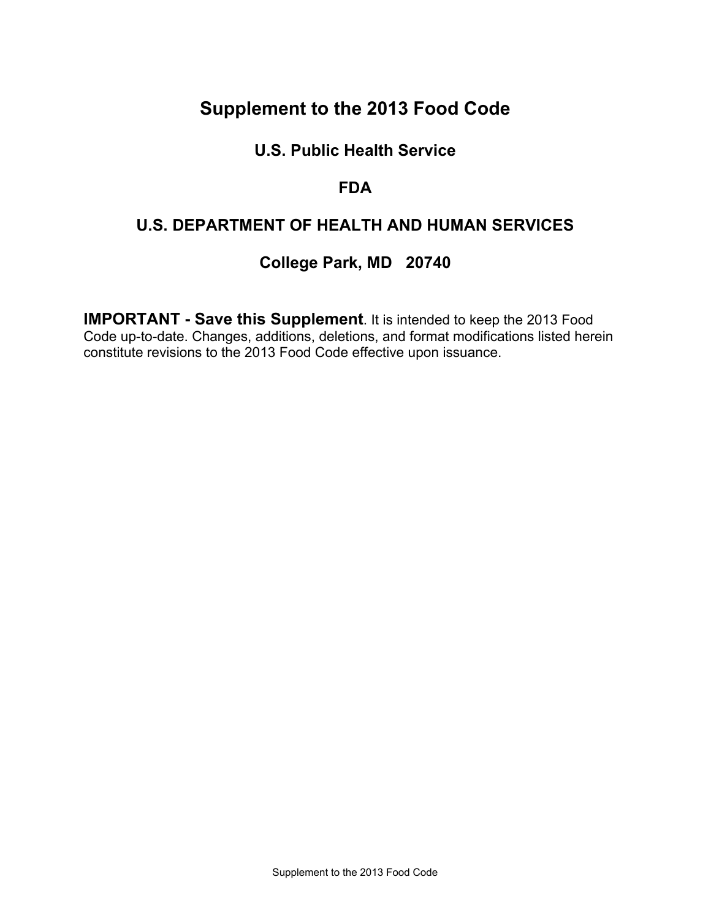# Supplement to the 2013 Food Code

## U.S. Public Health Service

## FDA

## U.S. DEPARTMENT OF HEALTH AND HUMAN SERVICES

## College Park, MD 20740

**IMPORTANT - Save this Supplement**. It is intended to keep the 2013 Food Code up-to-date. Changes, additions, deletions, and format modifications listed herein constitute revisions to the 2013 Food Code effective upon issuance.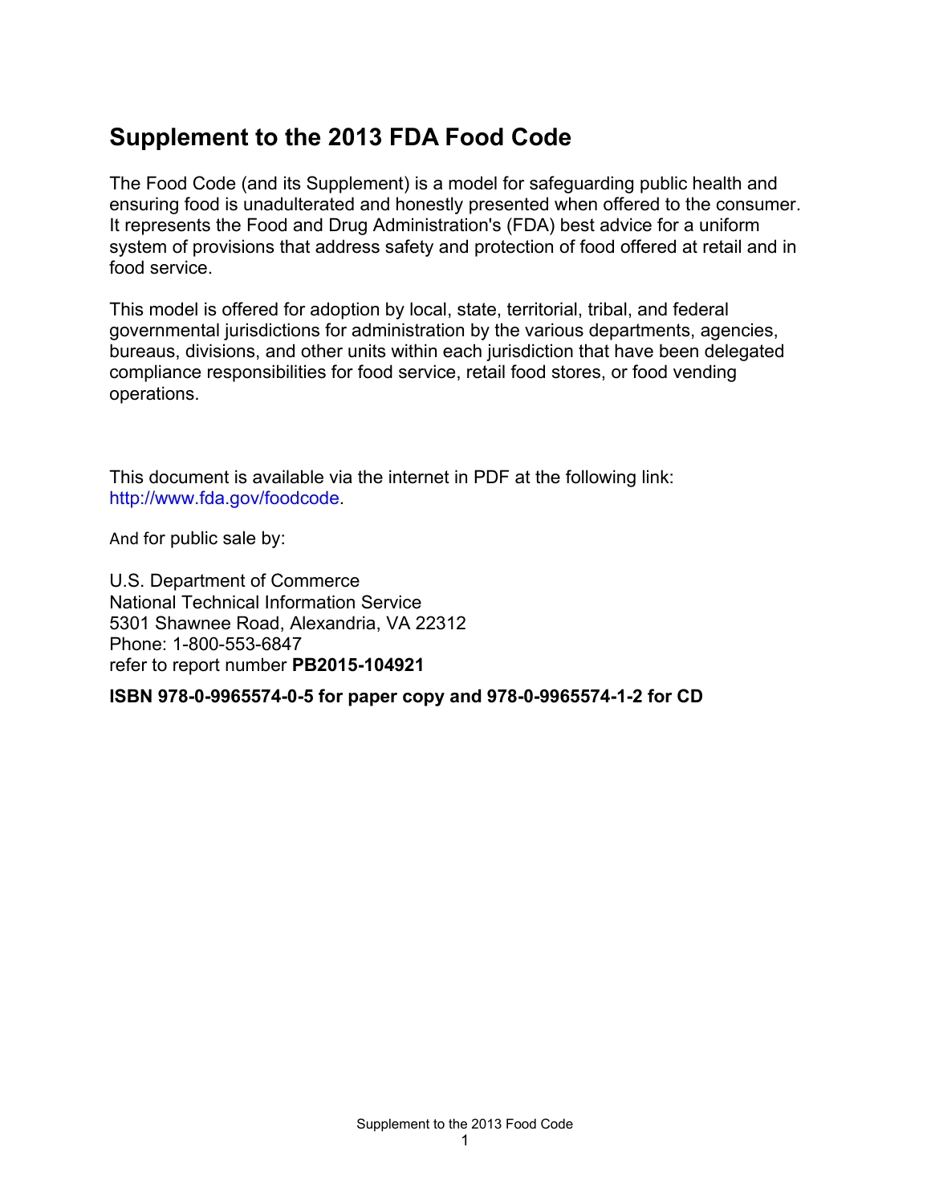# Supplement to the 2013 FDA Food Code

The Food Code (and its Supplement) is a model for safeguarding public health and ensuring food is unadulterated and honestly presented when offered to the consumer. It represents the Food and Drug Administration's (FDA) best advice for a uniform system of provisions that address safety and protection of food offered at retail and in food service.

This model is offered for adoption by local, state, territorial, tribal, and federal governmental jurisdictions for administration by the various departments, agencies, bureaus, divisions, and other units within each jurisdiction that have been delegated compliance responsibilities for food service, retail food stores, or food vending operations.

This document is available via the internet in PDF at the following link: http://www.fda.gov/foodcode.

And for public sale by:

U.S. Department of Commerce
National Technical Information Service
5301 Shawnee Road, Alexandria, VA 22312
Phone: 1-800-553-6847
refer to report number **PB2015-104921**

**ISBN 978-0-9965574-0-5 for paper copy and 978-0-9965574-1-2 for CD**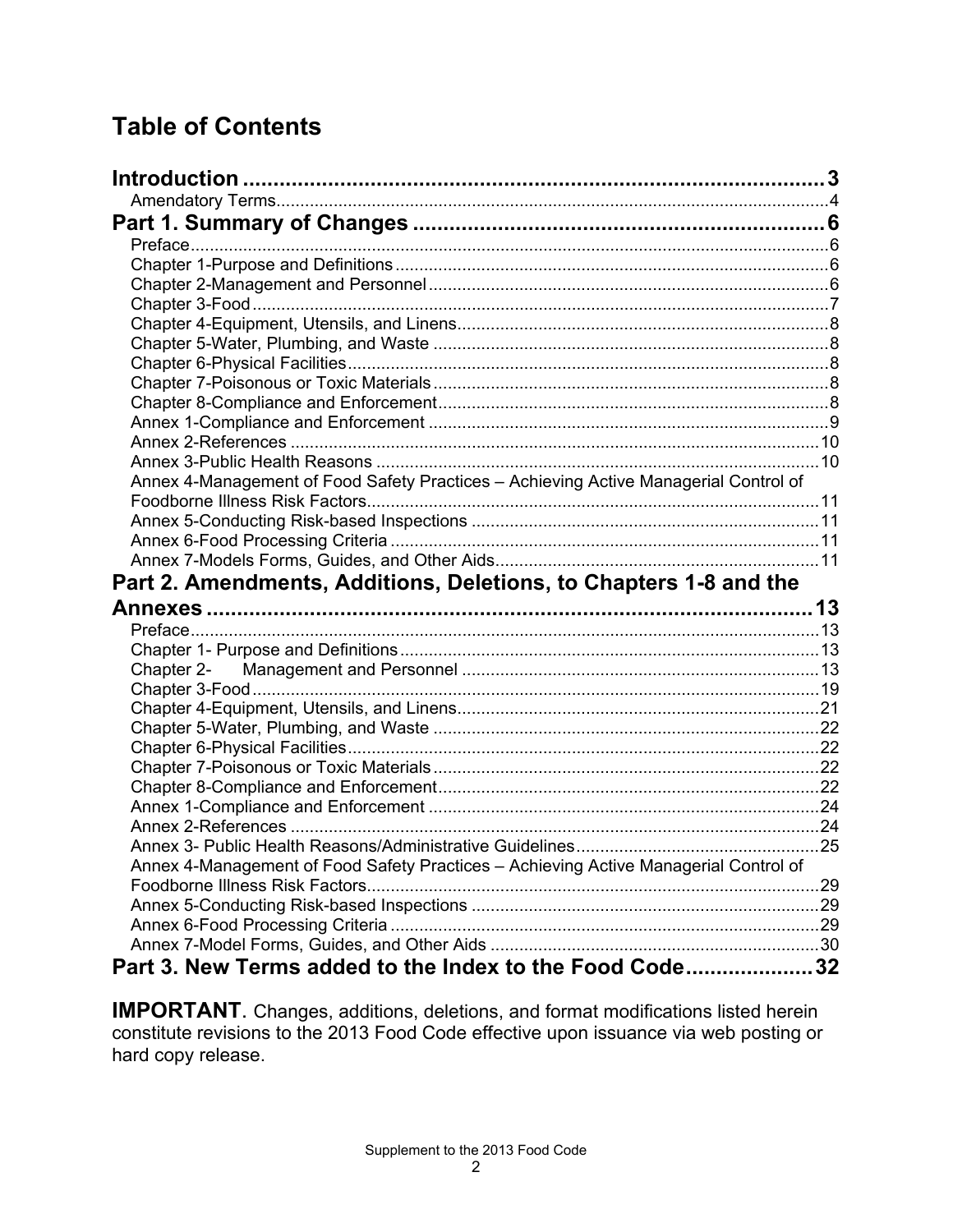## Table of Contents

**Introduction** ........ **3**
- Amendatory Terms ........ 4

**Part 1. Summary of Changes** ........ **6**
- Preface ........ 6
- Chapter 1-Purpose and Definitions ........ 6
- Chapter 2-Management and Personnel ........ 6
- Chapter 3-Food ........ 7
- Chapter 4-Equipment, Utensils, and Linens ........ 8
- Chapter 5-Water, Plumbing, and Waste ........ 8
- Chapter 6-Physical Facilities ........ 8
- Chapter 7-Poisonous or Toxic Materials ........ 8
- Chapter 8-Compliance and Enforcement ........ 8
- Annex 1-Compliance and Enforcement ........ 9
- Annex 2-References ........ 10
- Annex 3-Public Health Reasons ........ 10
- Annex 4-Management of Food Safety Practices – Achieving Active Managerial Control of Foodborne Illness Risk Factors ........ 11
- Annex 5-Conducting Risk-based Inspections ........ 11
- Annex 6-Food Processing Criteria ........ 11
- Annex 7-Models Forms, Guides, and Other Aids ........ 11

**Part 2. Amendments, Additions, Deletions, to Chapters 1-8 and the Annexes** ........ **13**
- Preface ........ 13
- Chapter 1- Purpose and Definitions ........ 13
- Chapter 2- Management and Personnel ........ 13
- Chapter 3-Food ........ 19
- Chapter 4-Equipment, Utensils, and Linens ........ 21
- Chapter 5-Water, Plumbing, and Waste ........ 22
- Chapter 6-Physical Facilities ........ 22
- Chapter 7-Poisonous or Toxic Materials ........ 22
- Chapter 8-Compliance and Enforcement ........ 22
- Annex 1-Compliance and Enforcement ........ 24
- Annex 2-References ........ 24
- Annex 3- Public Health Reasons/Administrative Guidelines ........ 25
- Annex 4-Management of Food Safety Practices – Achieving Active Managerial Control of Foodborne Illness Risk Factors ........ 29
- Annex 5-Conducting Risk-based Inspections ........ 29
- Annex 6-Food Processing Criteria ........ 29
- Annex 7-Model Forms, Guides, and Other Aids ........ 30

**Part 3. New Terms added to the Index to the Food Code** ........ **32**

**IMPORTANT**. Changes, additions, deletions, and format modifications listed herein constitute revisions to the 2013 Food Code effective upon issuance via web posting or hard copy release.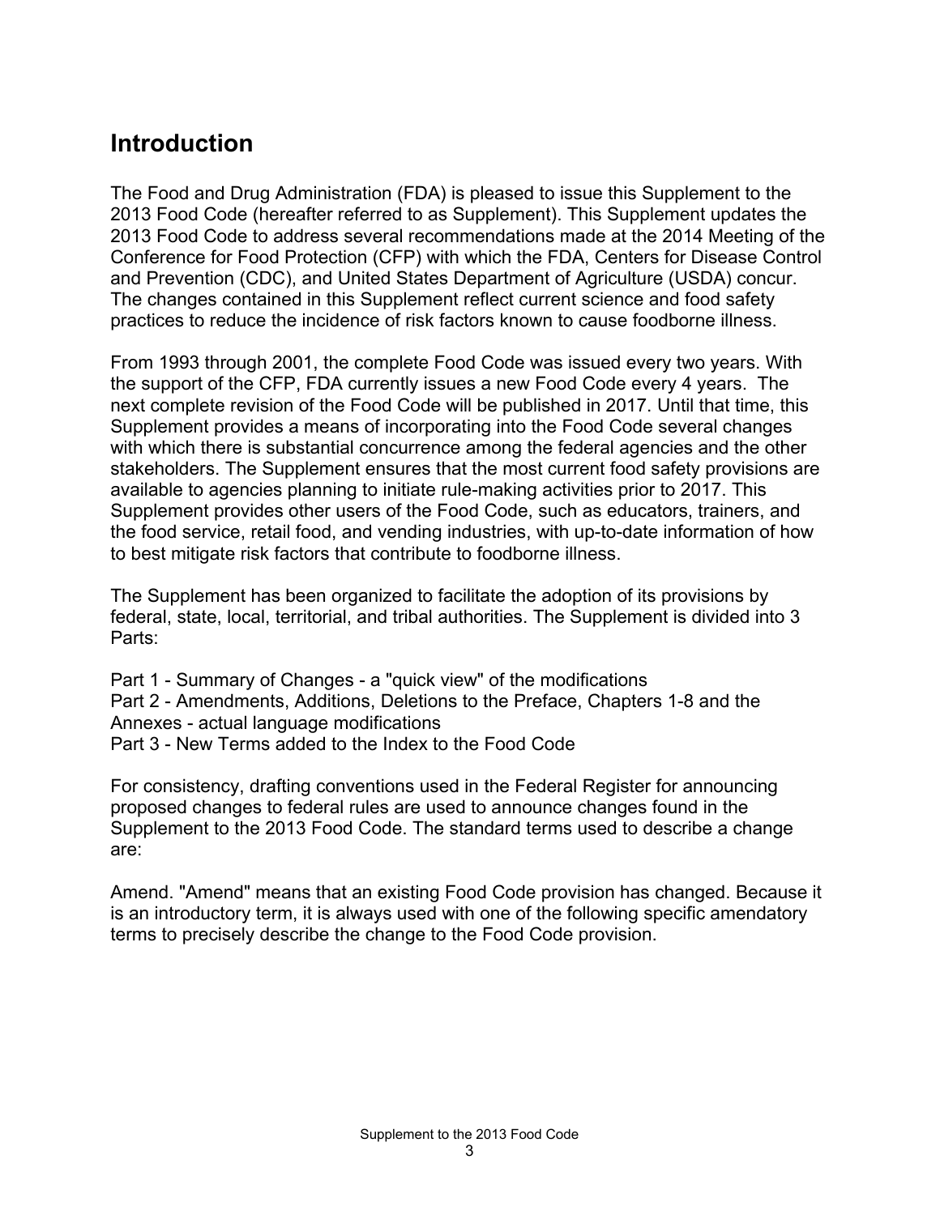## Introduction

The Food and Drug Administration (FDA) is pleased to issue this Supplement to the 2013 Food Code (hereafter referred to as Supplement). This Supplement updates the 2013 Food Code to address several recommendations made at the 2014 Meeting of the Conference for Food Protection (CFP) with which the FDA, Centers for Disease Control and Prevention (CDC), and United States Department of Agriculture (USDA) concur. The changes contained in this Supplement reflect current science and food safety practices to reduce the incidence of risk factors known to cause foodborne illness.

From 1993 through 2001, the complete Food Code was issued every two years. With the support of the CFP, FDA currently issues a new Food Code every 4 years. The next complete revision of the Food Code will be published in 2017. Until that time, this Supplement provides a means of incorporating into the Food Code several changes with which there is substantial concurrence among the federal agencies and the other stakeholders. The Supplement ensures that the most current food safety provisions are available to agencies planning to initiate rule-making activities prior to 2017. This Supplement provides other users of the Food Code, such as educators, trainers, and the food service, retail food, and vending industries, with up-to-date information of how to best mitigate risk factors that contribute to foodborne illness.

The Supplement has been organized to facilitate the adoption of its provisions by federal, state, local, territorial, and tribal authorities. The Supplement is divided into 3 Parts:

Part 1 - Summary of Changes - a "quick view" of the modifications
Part 2 - Amendments, Additions, Deletions to the Preface, Chapters 1-8 and the Annexes - actual language modifications
Part 3 - New Terms added to the Index to the Food Code

For consistency, drafting conventions used in the Federal Register for announcing proposed changes to federal rules are used to announce changes found in the Supplement to the 2013 Food Code. The standard terms used to describe a change are:

Amend. "Amend" means that an existing Food Code provision has changed. Because it is an introductory term, it is always used with one of the following specific amendatory terms to precisely describe the change to the Food Code provision.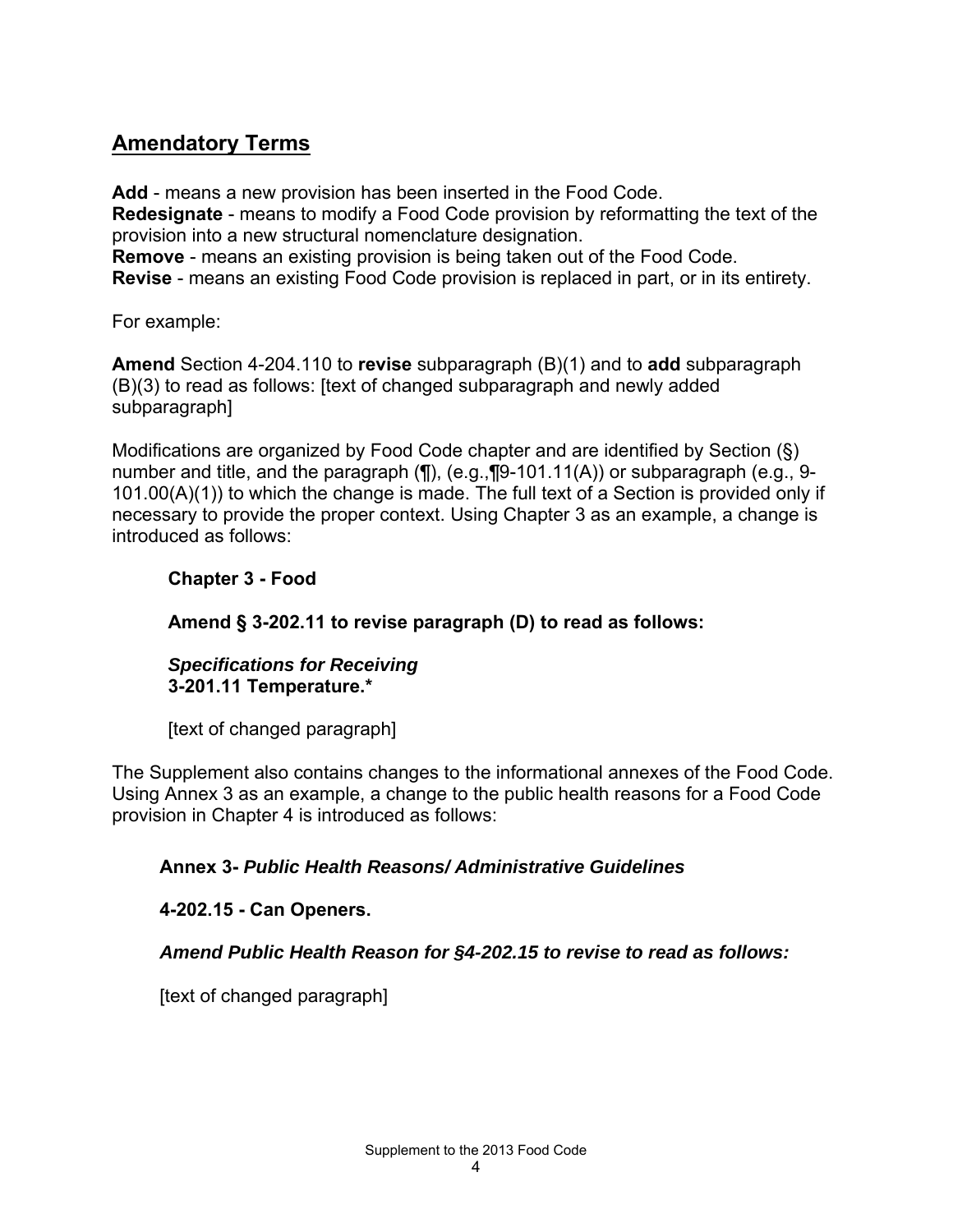## Amendatory Terms

**Add** - means a new provision has been inserted in the Food Code.
**Redesignate** - means to modify a Food Code provision by reformatting the text of the provision into a new structural nomenclature designation.
**Remove** - means an existing provision is being taken out of the Food Code.
**Revise** - means an existing Food Code provision is replaced in part, or in its entirety.

For example:

**Amend** Section 4-204.110 to **revise** subparagraph (B)(1) and to **add** subparagraph (B)(3) to read as follows: [text of changed subparagraph and newly added subparagraph]

Modifications are organized by Food Code chapter and are identified by Section (§) number and title, and the paragraph (¶), (e.g.,¶9-101.11(A)) or subparagraph (e.g., 9-101.00(A)(1)) to which the change is made. The full text of a Section is provided only if necessary to provide the proper context. Using Chapter 3 as an example, a change is introduced as follows:

> **Chapter 3 - Food**
>
> **Amend § 3-202.11 to revise paragraph (D) to read as follows:**
>
> ***Specifications for Receiving***
> **3-201.11 Temperature.***
>
> [text of changed paragraph]

The Supplement also contains changes to the informational annexes of the Food Code. Using Annex 3 as an example, a change to the public health reasons for a Food Code provision in Chapter 4 is introduced as follows:

> **Annex 3- *Public Health Reasons/ Administrative Guidelines***
>
> **4-202.15 - Can Openers.**
>
> ***Amend Public Health Reason for §4-202.15 to revise to read as follows:***
>
> [text of changed paragraph]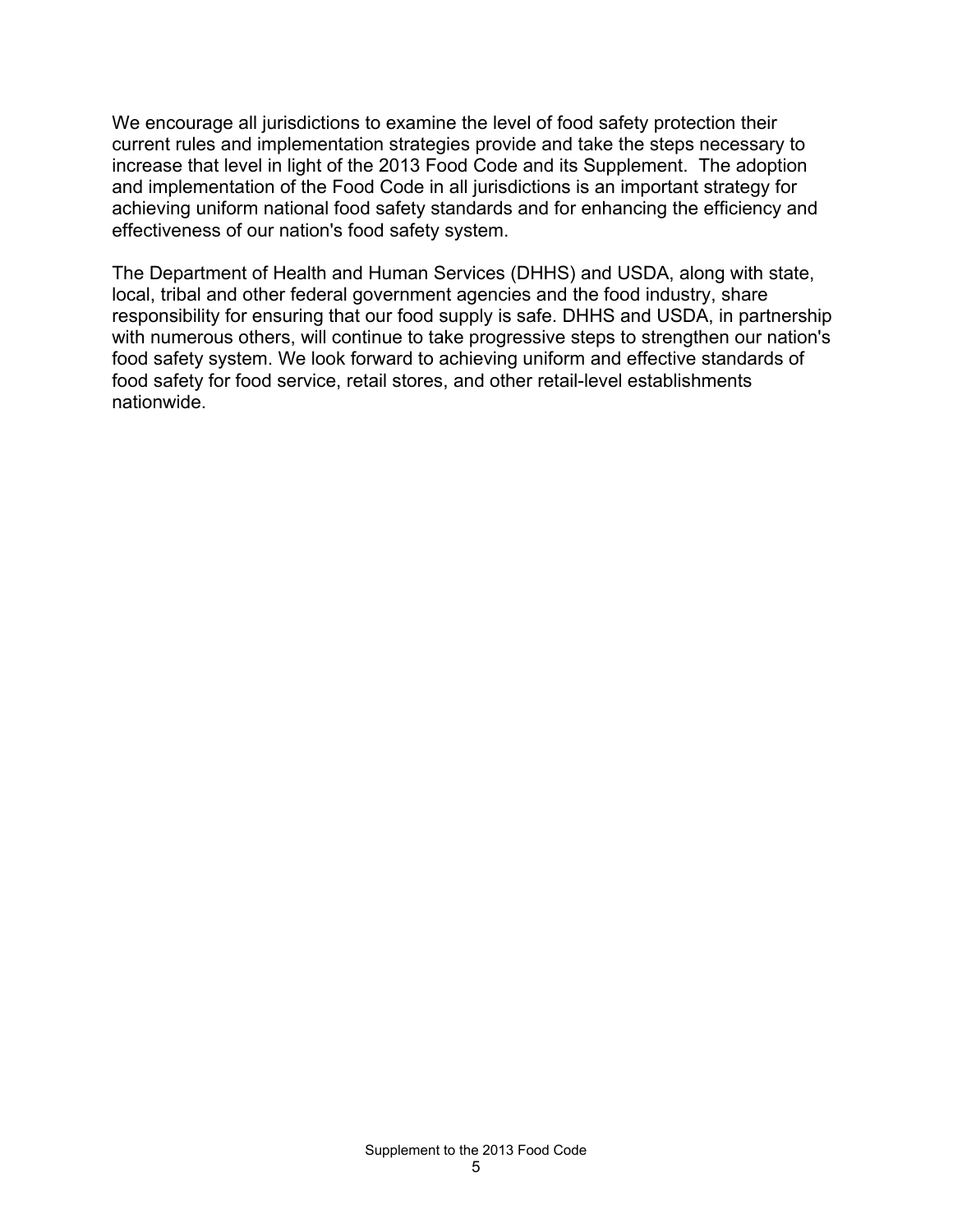We encourage all jurisdictions to examine the level of food safety protection their current rules and implementation strategies provide and take the steps necessary to increase that level in light of the 2013 Food Code and its Supplement. The adoption and implementation of the Food Code in all jurisdictions is an important strategy for achieving uniform national food safety standards and for enhancing the efficiency and effectiveness of our nation's food safety system.

The Department of Health and Human Services (DHHS) and USDA, along with state, local, tribal and other federal government agencies and the food industry, share responsibility for ensuring that our food supply is safe. DHHS and USDA, in partnership with numerous others, will continue to take progressive steps to strengthen our nation's food safety system. We look forward to achieving uniform and effective standards of food safety for food service, retail stores, and other retail-level establishments nationwide.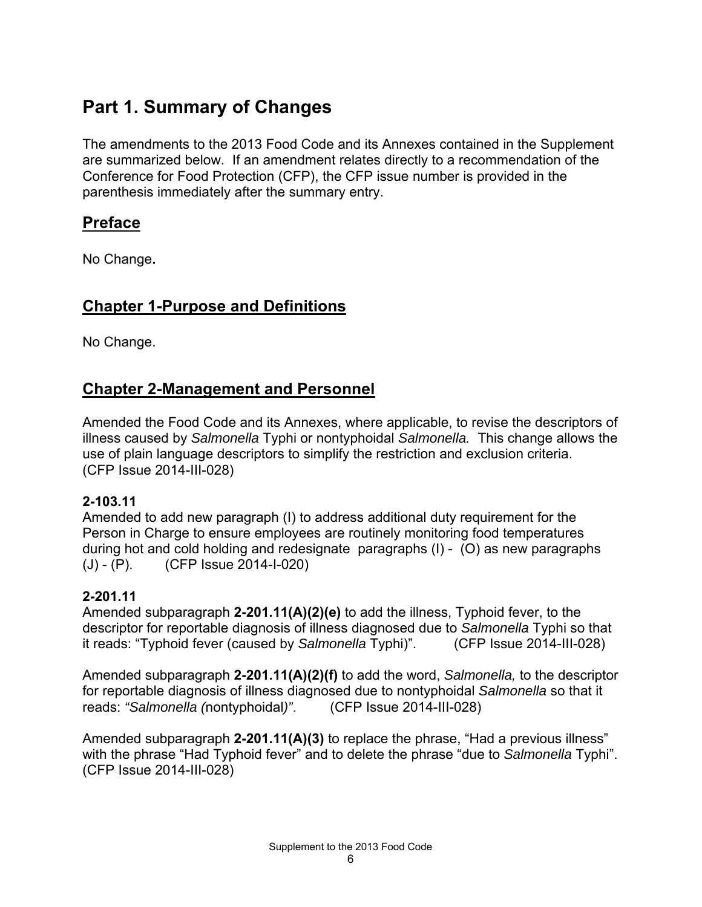# Part 1. Summary of Changes

The amendments to the 2013 Food Code and its Annexes contained in the Supplement are summarized below. If an amendment relates directly to a recommendation of the Conference for Food Protection (CFP), the CFP issue number is provided in the parenthesis immediately after the summary entry.

## Preface

No Change**.**

## Chapter 1-Purpose and Definitions

No Change.

## Chapter 2-Management and Personnel

Amended the Food Code and its Annexes, where applicable, to revise the descriptors of illness caused by *Salmonella* Typhi or nontyphoidal *Salmonella.* This change allows the use of plain language descriptors to simplify the restriction and exclusion criteria. (CFP Issue 2014-III-028)

**2-103.11**
Amended to add new paragraph (I) to address additional duty requirement for the Person in Charge to ensure employees are routinely monitoring food temperatures during hot and cold holding and redesignate paragraphs (I) - (O) as new paragraphs (J) - (P). (CFP Issue 2014-I-020)

**2-201.11**
Amended subparagraph **2-201.11(A)(2)(e)** to add the illness, Typhoid fever, to the descriptor for reportable diagnosis of illness diagnosed due to *Salmonella* Typhi so that it reads: "Typhoid fever (caused by *Salmonella* Typhi)". (CFP Issue 2014-III-028)

Amended subparagraph **2-201.11(A)(2)(f)** to add the word, *Salmonella,* to the descriptor for reportable diagnosis of illness diagnosed due to nontyphoidal *Salmonella* so that it reads: *"Salmonella (*nontyphoidal*)"*. (CFP Issue 2014-III-028)

Amended subparagraph **2-201.11(A)(3)** to replace the phrase, "Had a previous illness" with the phrase "Had Typhoid fever" and to delete the phrase "due to *Salmonella* Typhi". (CFP Issue 2014-III-028)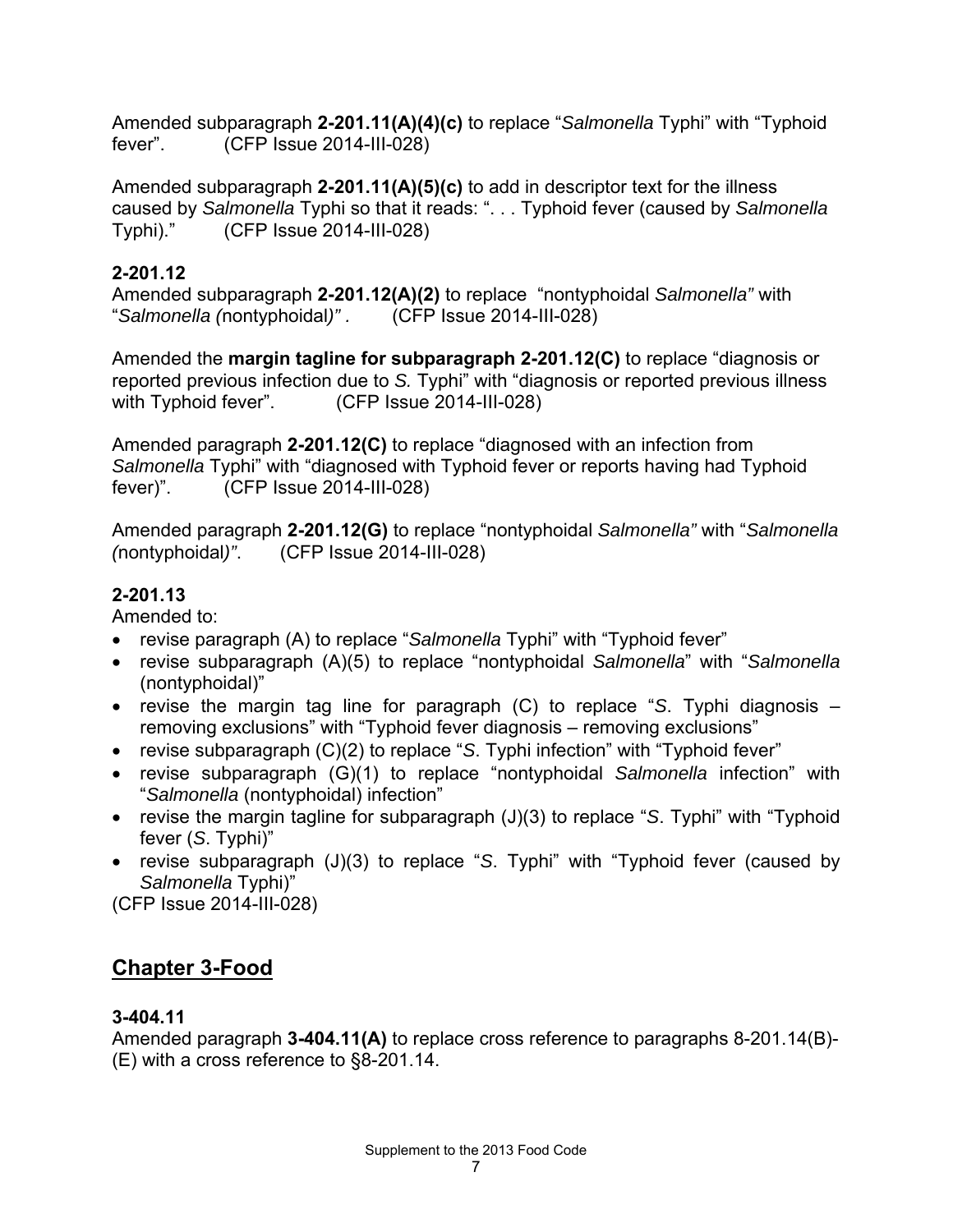Amended subparagraph **2-201.11(A)(4)(c)** to replace "*Salmonella* Typhi" with "Typhoid fever". (CFP Issue 2014-III-028)

Amended subparagraph **2-201.11(A)(5)(c)** to add in descriptor text for the illness caused by *Salmonella* Typhi so that it reads: ". . . Typhoid fever (caused by *Salmonella* Typhi)." (CFP Issue 2014-III-028)

**2-201.12**
Amended subparagraph **2-201.12(A)(2)** to replace "nontyphoidal *Salmonella"* with "*Salmonella (*nontyphoidal*)" .* (CFP Issue 2014-III-028)

Amended the **margin tagline for subparagraph 2-201.12(C)** to replace "diagnosis or reported previous infection due to *S.* Typhi" with "diagnosis or reported previous illness with Typhoid fever". (CFP Issue 2014-III-028)

Amended paragraph **2-201.12(C)** to replace "diagnosed with an infection from *Salmonella* Typhi" with "diagnosed with Typhoid fever or reports having had Typhoid fever)". (CFP Issue 2014-III-028)

Amended paragraph **2-201.12(G)** to replace "nontyphoidal *Salmonella"* with "*Salmonella (*nontyphoidal*)"*. (CFP Issue 2014-III-028)

**2-201.13**
Amended to:

- revise paragraph (A) to replace "*Salmonella* Typhi" with "Typhoid fever"
- revise subparagraph (A)(5) to replace "nontyphoidal *Salmonella*" with "*Salmonella* (nontyphoidal)"
- revise the margin tag line for paragraph (C) to replace "*S*. Typhi diagnosis – removing exclusions" with "Typhoid fever diagnosis – removing exclusions"
- revise subparagraph (C)(2) to replace "*S*. Typhi infection" with "Typhoid fever"
- revise subparagraph (G)(1) to replace "nontyphoidal *Salmonella* infection" with "*Salmonella* (nontyphoidal) infection"
- revise the margin tagline for subparagraph (J)(3) to replace "*S*. Typhi" with "Typhoid fever (*S*. Typhi)"
- revise subparagraph (J)(3) to replace "*S*. Typhi" with "Typhoid fever (caused by *Salmonella* Typhi)"

(CFP Issue 2014-III-028)

## Chapter 3-Food

**3-404.11**
Amended paragraph **3-404.11(A)** to replace cross reference to paragraphs 8-201.14(B)-(E) with a cross reference to §8-201.14.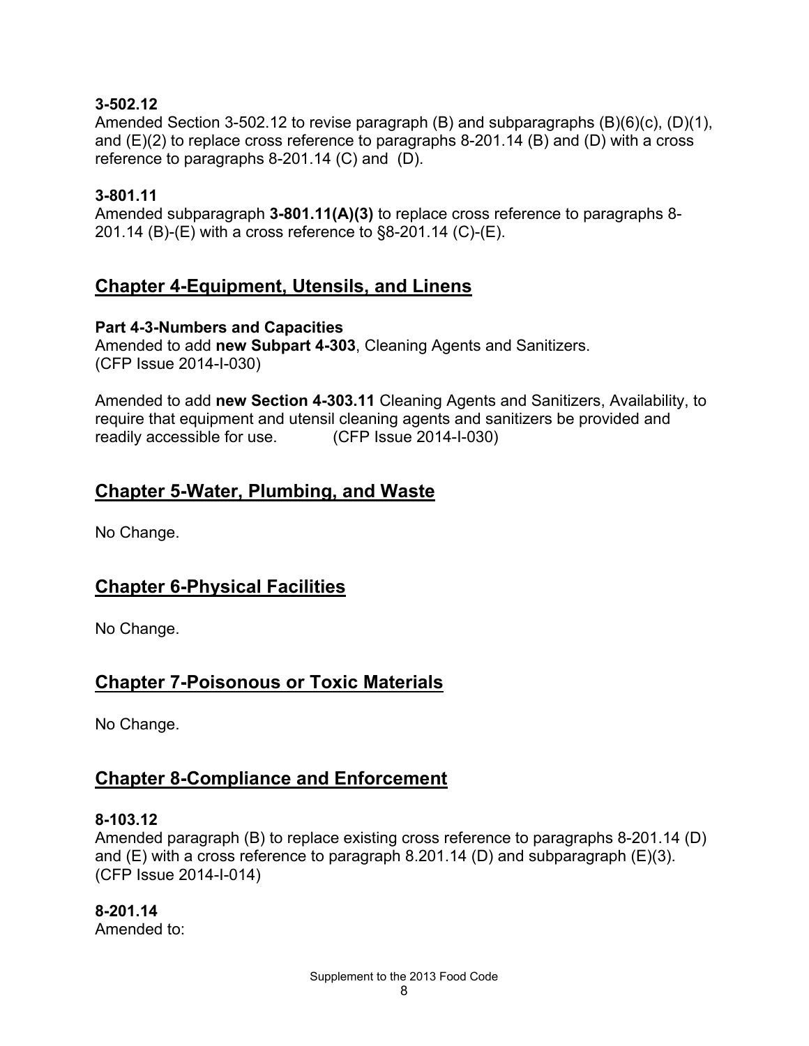**3-502.12**
Amended Section 3-502.12 to revise paragraph (B) and subparagraphs (B)(6)(c), (D)(1), and (E)(2) to replace cross reference to paragraphs 8-201.14 (B) and (D) with a cross reference to paragraphs 8-201.14 (C) and (D).

**3-801.11**
Amended subparagraph **3-801.11(A)(3)** to replace cross reference to paragraphs 8-201.14 (B)-(E) with a cross reference to §8-201.14 (C)-(E).

## Chapter 4-Equipment, Utensils, and Linens

**Part 4-3-Numbers and Capacities**
Amended to add **new Subpart 4-303**, Cleaning Agents and Sanitizers. (CFP Issue 2014-I-030)

Amended to add **new Section 4-303.11** Cleaning Agents and Sanitizers, Availability, to require that equipment and utensil cleaning agents and sanitizers be provided and readily accessible for use. (CFP Issue 2014-I-030)

## Chapter 5-Water, Plumbing, and Waste

No Change.

## Chapter 6-Physical Facilities

No Change.

## Chapter 7-Poisonous or Toxic Materials

No Change.

## Chapter 8-Compliance and Enforcement

**8-103.12**
Amended paragraph (B) to replace existing cross reference to paragraphs 8-201.14 (D) and (E) with a cross reference to paragraph 8.201.14 (D) and subparagraph (E)(3). (CFP Issue 2014-I-014)

**8-201.14**
Amended to: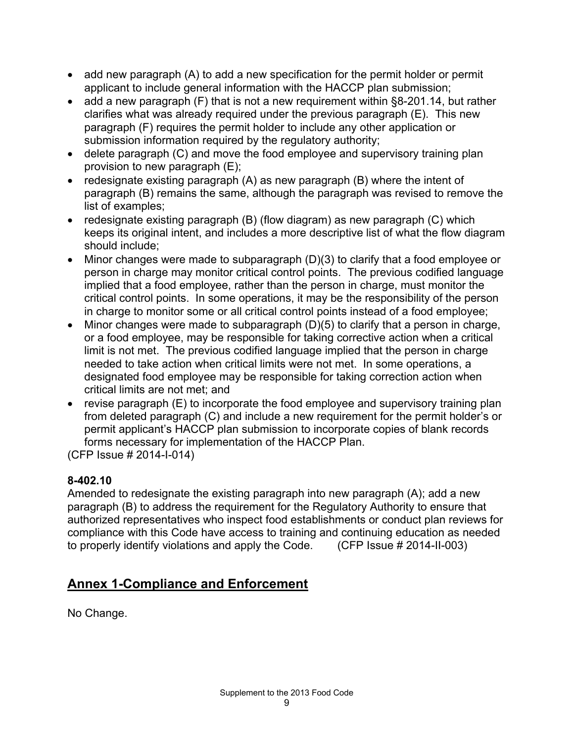- add new paragraph (A) to add a new specification for the permit holder or permit applicant to include general information with the HACCP plan submission;
- add a new paragraph (F) that is not a new requirement within §8-201.14, but rather clarifies what was already required under the previous paragraph (E). This new paragraph (F) requires the permit holder to include any other application or submission information required by the regulatory authority;
- delete paragraph (C) and move the food employee and supervisory training plan provision to new paragraph (E);
- redesignate existing paragraph (A) as new paragraph (B) where the intent of paragraph (B) remains the same, although the paragraph was revised to remove the list of examples;
- redesignate existing paragraph (B) (flow diagram) as new paragraph (C) which keeps its original intent, and includes a more descriptive list of what the flow diagram should include;
- Minor changes were made to subparagraph (D)(3) to clarify that a food employee or person in charge may monitor critical control points. The previous codified language implied that a food employee, rather than the person in charge, must monitor the critical control points. In some operations, it may be the responsibility of the person in charge to monitor some or all critical control points instead of a food employee;
- Minor changes were made to subparagraph (D)(5) to clarify that a person in charge, or a food employee, may be responsible for taking corrective action when a critical limit is not met. The previous codified language implied that the person in charge needed to take action when critical limits were not met. In some operations, a designated food employee may be responsible for taking correction action when critical limits are not met; and
- revise paragraph (E) to incorporate the food employee and supervisory training plan from deleted paragraph (C) and include a new requirement for the permit holder's or permit applicant's HACCP plan submission to incorporate copies of blank records forms necessary for implementation of the HACCP Plan.

(CFP Issue # 2014-I-014)

**8-402.10**

Amended to redesignate the existing paragraph into new paragraph (A); add a new paragraph (B) to address the requirement for the Regulatory Authority to ensure that authorized representatives who inspect food establishments or conduct plan reviews for compliance with this Code have access to training and continuing education as needed to properly identify violations and apply the Code. (CFP Issue # 2014-II-003)

## Annex 1-Compliance and Enforcement

No Change.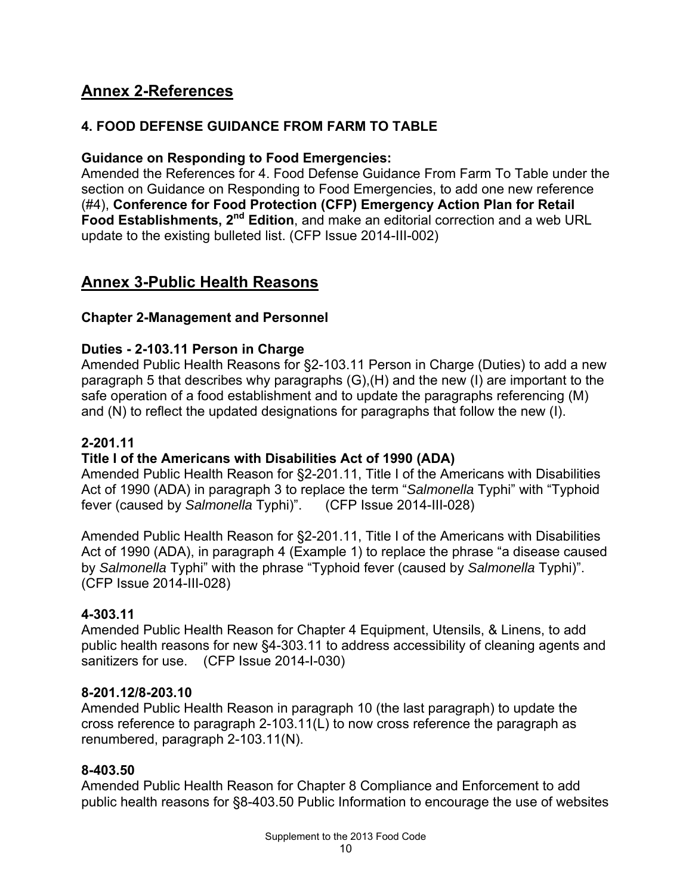## Annex 2-References

### 4. FOOD DEFENSE GUIDANCE FROM FARM TO TABLE

**Guidance on Responding to Food Emergencies:**

Amended the References for 4. Food Defense Guidance From Farm To Table under the section on Guidance on Responding to Food Emergencies, to add one new reference (#4), **Conference for Food Protection (CFP) Emergency Action Plan for Retail Food Establishments, 2nd Edition**, and make an editorial correction and a web URL update to the existing bulleted list. (CFP Issue 2014-III-002)

## Annex 3-Public Health Reasons

### Chapter 2-Management and Personnel

**Duties - 2-103.11 Person in Charge**

Amended Public Health Reasons for §2-103.11 Person in Charge (Duties) to add a new paragraph 5 that describes why paragraphs (G),(H) and the new (I) are important to the safe operation of a food establishment and to update the paragraphs referencing (M) and (N) to reflect the updated designations for paragraphs that follow the new (I).

**2-201.11**

**Title I of the Americans with Disabilities Act of 1990 (ADA)**

Amended Public Health Reason for §2-201.11, Title I of the Americans with Disabilities Act of 1990 (ADA) in paragraph 3 to replace the term "*Salmonella* Typhi" with "Typhoid fever (caused by *Salmonella* Typhi)". (CFP Issue 2014-III-028)

Amended Public Health Reason for §2-201.11, Title I of the Americans with Disabilities Act of 1990 (ADA), in paragraph 4 (Example 1) to replace the phrase "a disease caused by *Salmonella* Typhi" with the phrase "Typhoid fever (caused by *Salmonella* Typhi)". (CFP Issue 2014-III-028)

**4-303.11**

Amended Public Health Reason for Chapter 4 Equipment, Utensils, & Linens, to add public health reasons for new §4-303.11 to address accessibility of cleaning agents and sanitizers for use. (CFP Issue 2014-I-030)

**8-201.12/8-203.10**

Amended Public Health Reason in paragraph 10 (the last paragraph) to update the cross reference to paragraph 2-103.11(L) to now cross reference the paragraph as renumbered, paragraph 2-103.11(N).

**8-403.50**

Amended Public Health Reason for Chapter 8 Compliance and Enforcement to add public health reasons for §8-403.50 Public Information to encourage the use of websites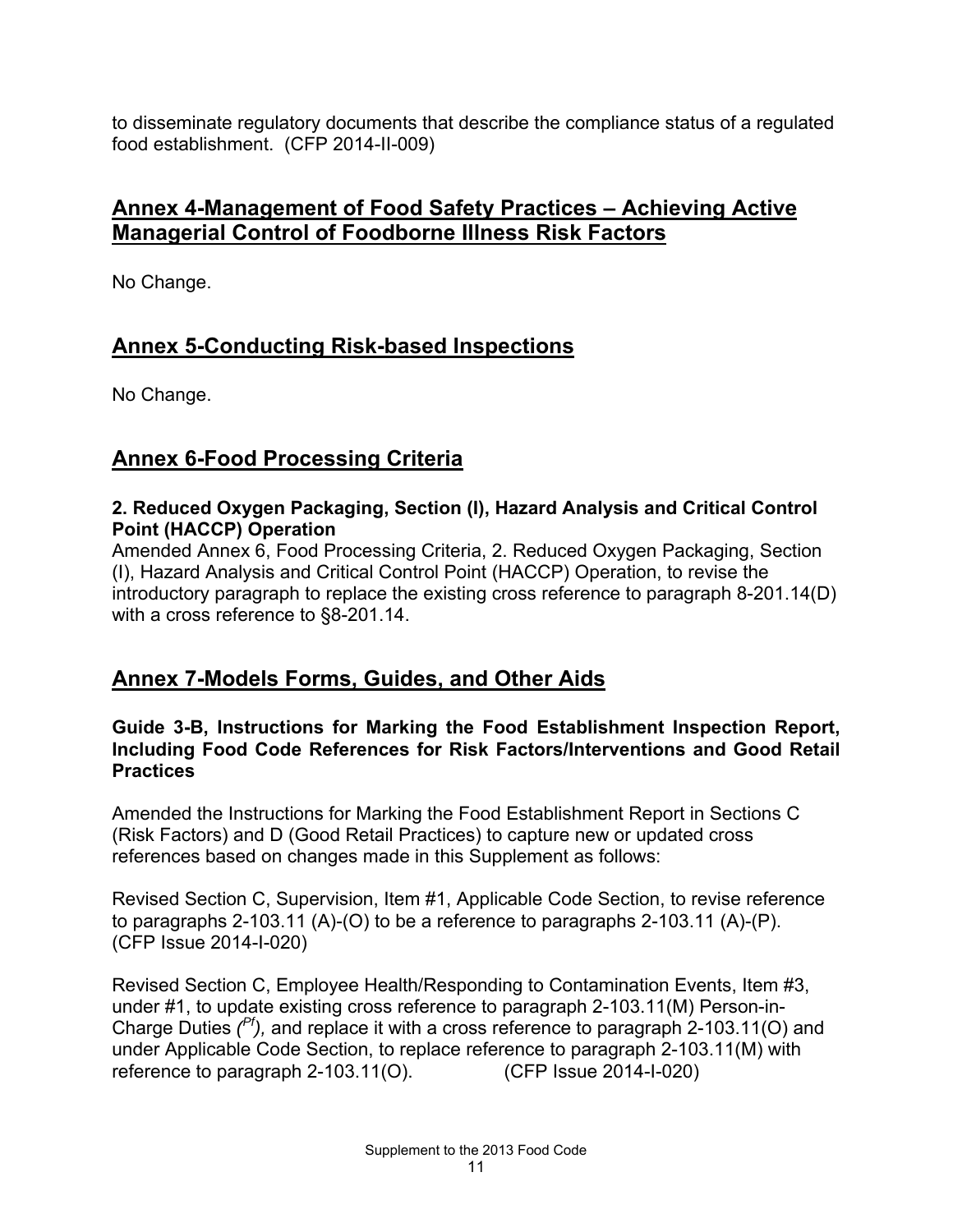to disseminate regulatory documents that describe the compliance status of a regulated food establishment. (CFP 2014-II-009)

## Annex 4-Management of Food Safety Practices – Achieving Active Managerial Control of Foodborne Illness Risk Factors

No Change.

## Annex 5-Conducting Risk-based Inspections

No Change.

## Annex 6-Food Processing Criteria

**2. Reduced Oxygen Packaging, Section (I), Hazard Analysis and Critical Control Point (HACCP) Operation**

Amended Annex 6, Food Processing Criteria, 2. Reduced Oxygen Packaging, Section (I), Hazard Analysis and Critical Control Point (HACCP) Operation, to revise the introductory paragraph to replace the existing cross reference to paragraph 8-201.14(D) with a cross reference to §8-201.14.

## Annex 7-Models Forms, Guides, and Other Aids

**Guide 3-B, Instructions for Marking the Food Establishment Inspection Report, Including Food Code References for Risk Factors/Interventions and Good Retail Practices**

Amended the Instructions for Marking the Food Establishment Report in Sections C (Risk Factors) and D (Good Retail Practices) to capture new or updated cross references based on changes made in this Supplement as follows:

Revised Section C, Supervision, Item #1, Applicable Code Section, to revise reference to paragraphs 2-103.11 (A)-(O) to be a reference to paragraphs 2-103.11 (A)-(P). (CFP Issue 2014-I-020)

Revised Section C, Employee Health/Responding to Contamination Events, Item #3, under #1, to update existing cross reference to paragraph 2-103.11(M) Person-in-Charge Duties *(Pf)*, and replace it with a cross reference to paragraph 2-103.11(O) and under Applicable Code Section, to replace reference to paragraph 2-103.11(M) with reference to paragraph 2-103.11(O). (CFP Issue 2014-I-020)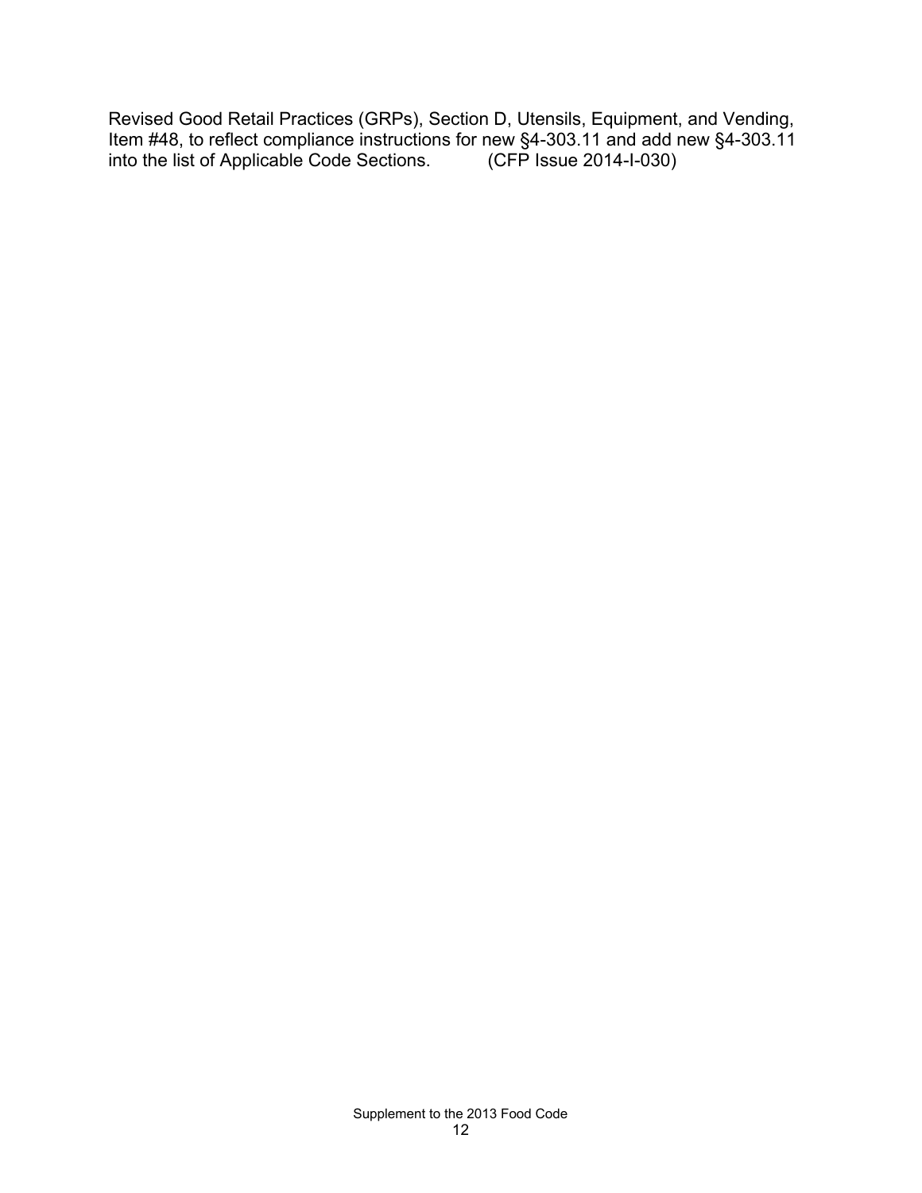Revised Good Retail Practices (GRPs), Section D, Utensils, Equipment, and Vending, Item #48, to reflect compliance instructions for new §4-303.11 and add new §4-303.11 into the list of Applicable Code Sections. (CFP Issue 2014-I-030)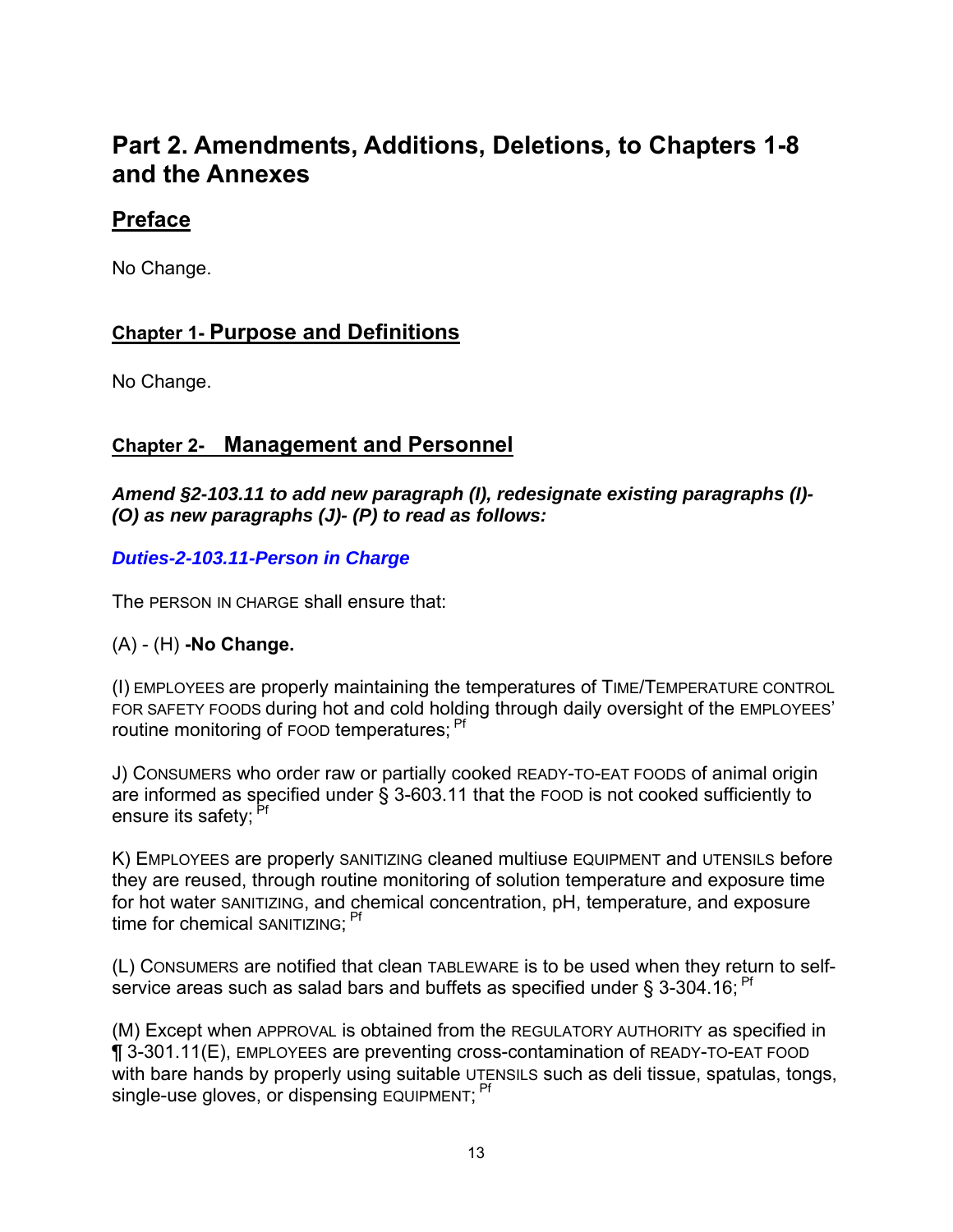# Part 2. Amendments, Additions, Deletions, to Chapters 1-8 and the Annexes

## Preface

No Change.

## Chapter 1- Purpose and Definitions

No Change.

## Chapter 2- Management and Personnel

***Amend §2-103.11 to add new paragraph (I), redesignate existing paragraphs (I)-(O) as new paragraphs (J)- (P) to read as follows:***

***Duties-2-103.11-Person in Charge***

The PERSON IN CHARGE shall ensure that:

(A) - (H) **-No Change.**

(I) EMPLOYEES are properly maintaining the temperatures of TIME/TEMPERATURE CONTROL FOR SAFETY FOODS during hot and cold holding through daily oversight of the EMPLOYEES' routine monitoring of FOOD temperatures; [Pf]

J) CONSUMERS who order raw or partially cooked READY-TO-EAT FOODS of animal origin are informed as specified under § 3-603.11 that the FOOD is not cooked sufficiently to ensure its safety; [Pf]

K) EMPLOYEES are properly SANITIZING cleaned multiuse EQUIPMENT and UTENSILS before they are reused, through routine monitoring of solution temperature and exposure time for hot water SANITIZING, and chemical concentration, pH, temperature, and exposure time for chemical SANITIZING; [Pf]

(L) CONSUMERS are notified that clean TABLEWARE is to be used when they return to self-service areas such as salad bars and buffets as specified under § 3-304.16; [Pf]

(M) Except when APPROVAL is obtained from the REGULATORY AUTHORITY as specified in ¶ 3-301.11(E), EMPLOYEES are preventing cross-contamination of READY-TO-EAT FOOD with bare hands by properly using suitable UTENSILS such as deli tissue, spatulas, tongs, single-use gloves, or dispensing EQUIPMENT; [Pf]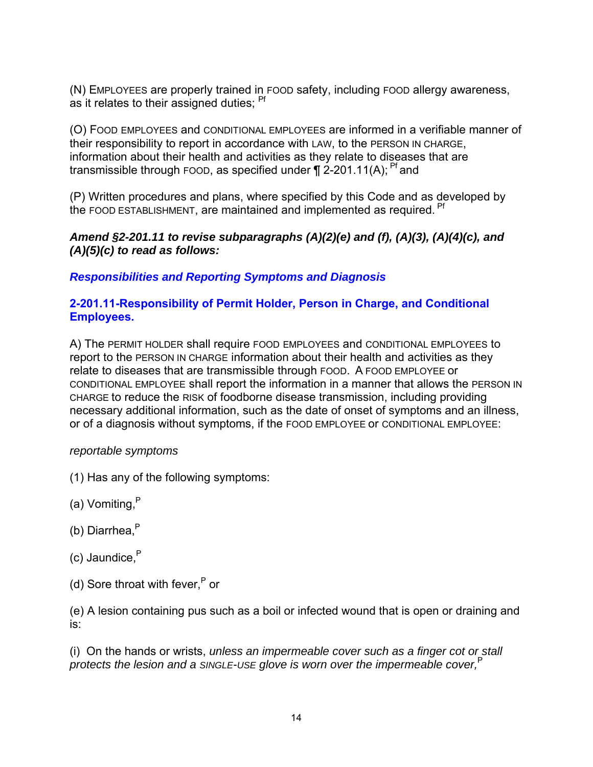(N) EMPLOYEES are properly trained in FOOD safety, including FOOD allergy awareness, as it relates to their assigned duties; [Pf]

(O) FOOD EMPLOYEES and CONDITIONAL EMPLOYEES are informed in a verifiable manner of their responsibility to report in accordance with LAW, to the PERSON IN CHARGE, information about their health and activities as they relate to diseases that are transmissible through FOOD, as specified under ¶ 2-201.11(A); [Pf] and

(P) Written procedures and plans, where specified by this Code and as developed by the FOOD ESTABLISHMENT, are maintained and implemented as required. [Pf]

***Amend §2-201.11 to revise subparagraphs (A)(2)(e) and (f), (A)(3), (A)(4)(c), and (A)(5)(c) to read as follows:***

### ***Responsibilities and Reporting Symptoms and Diagnosis***

### **2-201.11-Responsibility of Permit Holder, Person in Charge, and Conditional Employees.**

A) The PERMIT HOLDER shall require FOOD EMPLOYEES and CONDITIONAL EMPLOYEES to report to the PERSON IN CHARGE information about their health and activities as they relate to diseases that are transmissible through FOOD. A FOOD EMPLOYEE or CONDITIONAL EMPLOYEE shall report the information in a manner that allows the PERSON IN CHARGE to reduce the RISK of foodborne disease transmission, including providing necessary additional information, such as the date of onset of symptoms and an illness, or of a diagnosis without symptoms, if the FOOD EMPLOYEE or CONDITIONAL EMPLOYEE:

*reportable symptoms*

(1) Has any of the following symptoms:

(a) Vomiting,[P]

(b) Diarrhea,[P]

(c) Jaundice,[P]

(d) Sore throat with fever,[P] or

(e) A lesion containing pus such as a boil or infected wound that is open or draining and is:

(i) On the hands or wrists, *unless an impermeable cover such as a finger cot or stall protects the lesion and a SINGLE-USE glove is worn over the impermeable cover,*[P]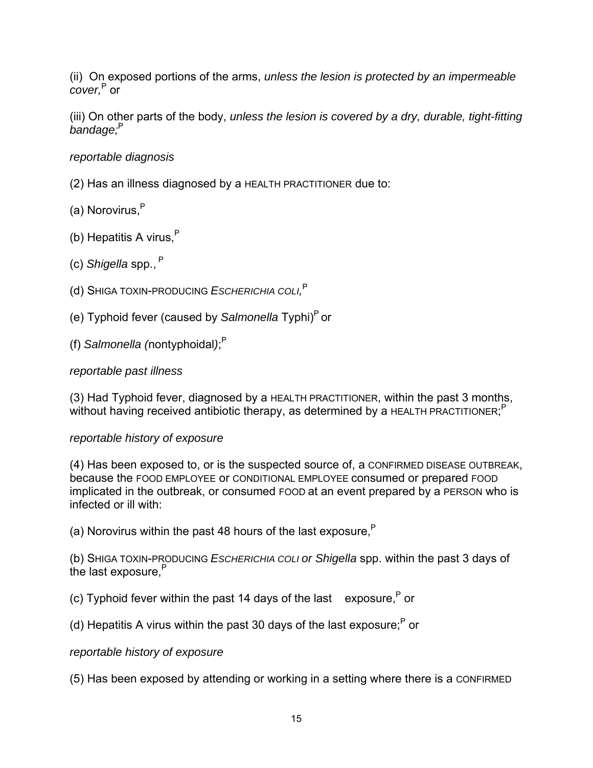(ii) On exposed portions of the arms, *unless the lesion is protected by an impermeable cover,*[P] or

(iii) On other parts of the body, *unless the lesion is covered by a dry, durable, tight-fitting bandage;*[P]

*reportable diagnosis*

(2) Has an illness diagnosed by a HEALTH PRACTITIONER due to:

(a) Norovirus,[P]

(b) Hepatitis A virus,[P]

(c) *Shigella* spp., [P]

(d) SHIGA TOXIN-PRODUCING *ESCHERICHIA COLI,*[P]

(e) Typhoid fever (caused by *Salmonella* Typhi)[P] or

(f) *Salmonella (*nontyphoidal*)*;[P]

*reportable past illness*

(3) Had Typhoid fever, diagnosed by a HEALTH PRACTITIONER, within the past 3 months, without having received antibiotic therapy, as determined by a HEALTH PRACTITIONER;[P]

*reportable history of exposure*

(4) Has been exposed to, or is the suspected source of, a CONFIRMED DISEASE OUTBREAK, because the FOOD EMPLOYEE or CONDITIONAL EMPLOYEE consumed or prepared FOOD implicated in the outbreak, or consumed FOOD at an event prepared by a PERSON who is infected or ill with:

(a) Norovirus within the past 48 hours of the last exposure,[P]

(b) SHIGA TOXIN-PRODUCING *ESCHERICHIA COLI or Shigella* spp. within the past 3 days of the last exposure,[P]

(c) Typhoid fever within the past 14 days of the last exposure,[P] or

(d) Hepatitis A virus within the past 30 days of the last exposure;[P] or

*reportable history of exposure*

(5) Has been exposed by attending or working in a setting where there is a CONFIRMED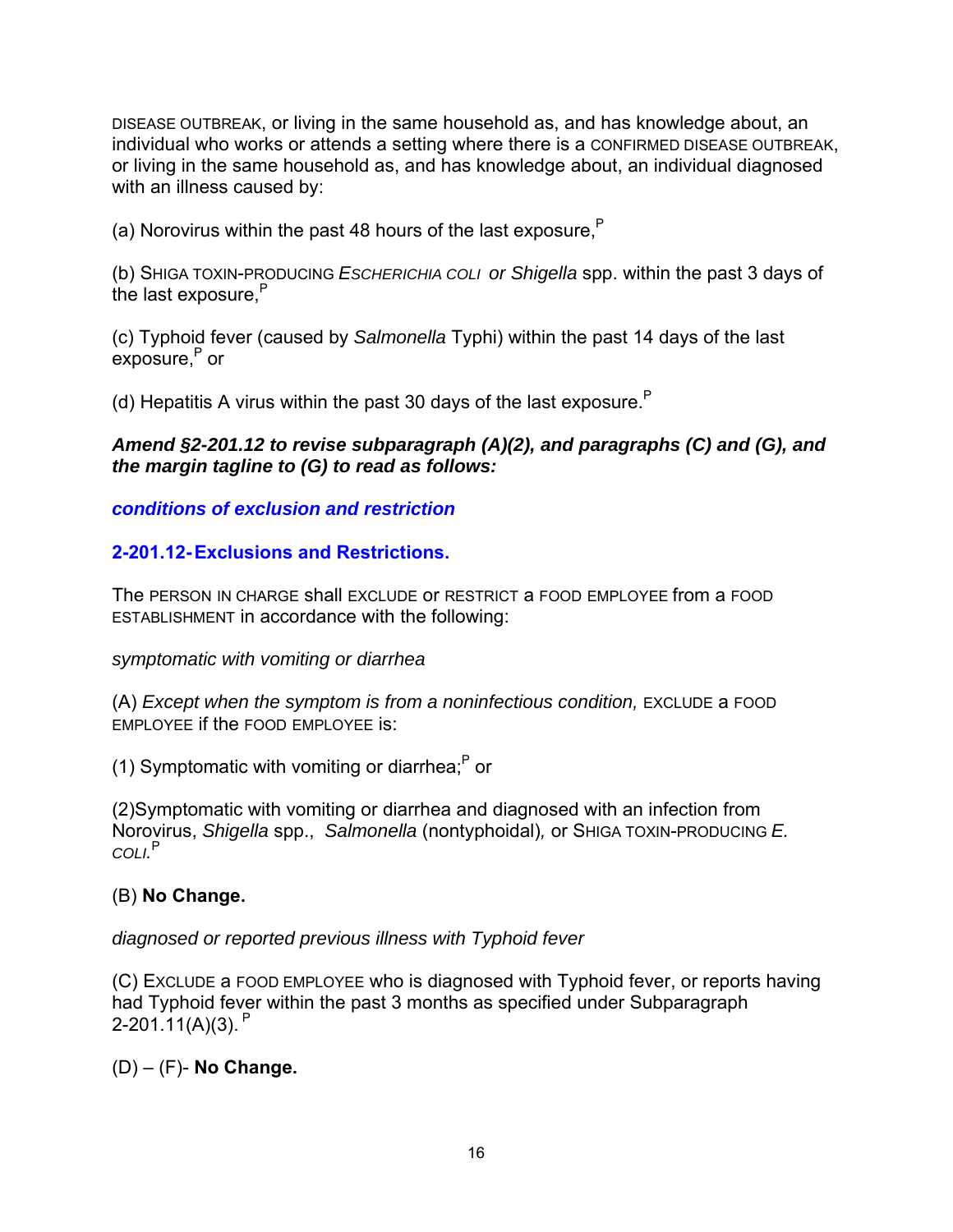DISEASE OUTBREAK, or living in the same household as, and has knowledge about, an individual who works or attends a setting where there is a CONFIRMED DISEASE OUTBREAK, or living in the same household as, and has knowledge about, an individual diagnosed with an illness caused by:

(a) Norovirus within the past 48 hours of the last exposure,[P]

(b) SHIGA TOXIN-PRODUCING *ESCHERICHIA COLI or Shigella* spp. within the past 3 days of the last exposure,[P]

(c) Typhoid fever (caused by *Salmonella* Typhi) within the past 14 days of the last exposure,[P] or

(d) Hepatitis A virus within the past 30 days of the last exposure.[P]

***Amend §2-201.12 to revise subparagraph (A)(2), and paragraphs (C) and (G), and the margin tagline to (G) to read as follows:***

***conditions of exclusion and restriction***

**2-201.12- Exclusions and Restrictions.**

The PERSON IN CHARGE shall EXCLUDE or RESTRICT a FOOD EMPLOYEE from a FOOD ESTABLISHMENT in accordance with the following:

*symptomatic with vomiting or diarrhea*

(A) *Except when the symptom is from a noninfectious condition,* EXCLUDE a FOOD EMPLOYEE if the FOOD EMPLOYEE is:

(1) Symptomatic with vomiting or diarrhea;[P] or

(2)Symptomatic with vomiting or diarrhea and diagnosed with an infection from Norovirus, *Shigella* spp., *Salmonella* (nontyphoidal), or SHIGA TOXIN-PRODUCING *E. COLI*.[P]

(B) **No Change.**

*diagnosed or reported previous illness with Typhoid fever*

(C) EXCLUDE a FOOD EMPLOYEE who is diagnosed with Typhoid fever, or reports having had Typhoid fever within the past 3 months as specified under Subparagraph 2-201.11(A)(3).[P]

(D) – (F)- **No Change.**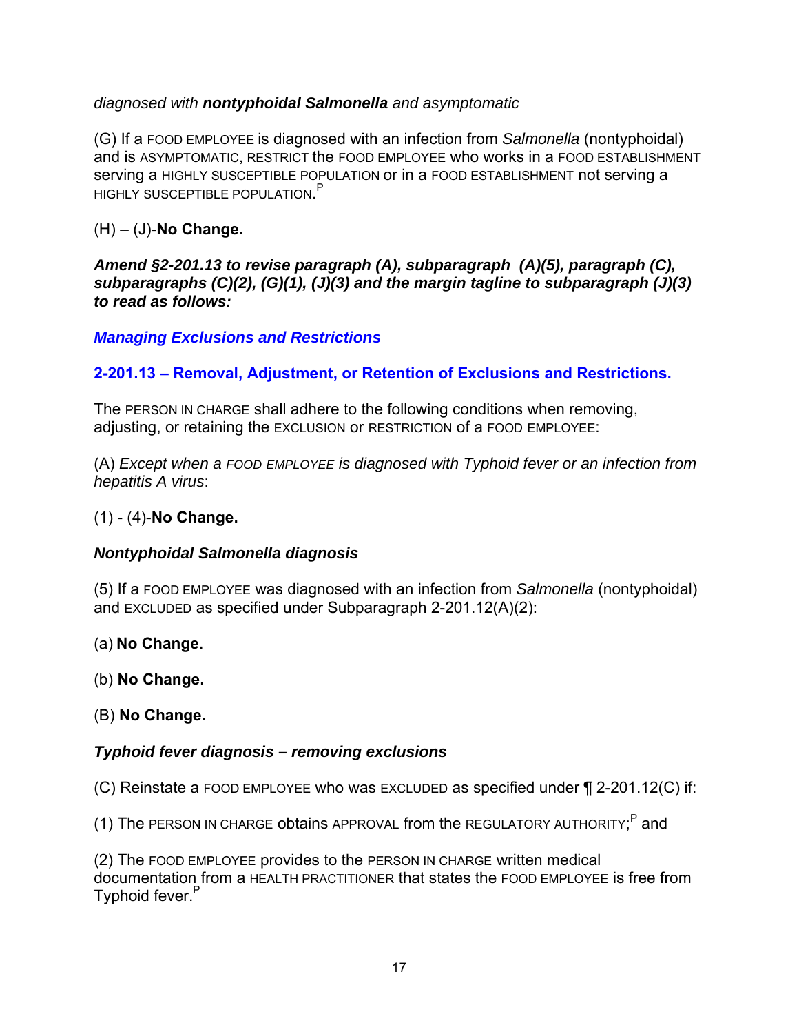*diagnosed with **nontyphoidal Salmonella** and asymptomatic*

(G) If a FOOD EMPLOYEE is diagnosed with an infection from *Salmonella* (nontyphoidal) and is ASYMPTOMATIC, RESTRICT the FOOD EMPLOYEE who works in a FOOD ESTABLISHMENT serving a HIGHLY SUSCEPTIBLE POPULATION or in a FOOD ESTABLISHMENT not serving a HIGHLY SUSCEPTIBLE POPULATION.[P]

(H) – (J)-**No Change.**

***Amend §2-201.13 to revise paragraph (A), subparagraph (A)(5), paragraph (C), subparagraphs (C)(2), (G)(1), (J)(3) and the margin tagline to subparagraph (J)(3) to read as follows:***

### *Managing Exclusions and Restrictions*

### 2-201.13 – Removal, Adjustment, or Retention of Exclusions and Restrictions.

The PERSON IN CHARGE shall adhere to the following conditions when removing, adjusting, or retaining the EXCLUSION or RESTRICTION of a FOOD EMPLOYEE:

(A) *Except when a FOOD EMPLOYEE is diagnosed with Typhoid fever or an infection from hepatitis A virus*:

(1) - (4)-**No Change.**

***Nontyphoidal Salmonella diagnosis***

(5) If a FOOD EMPLOYEE was diagnosed with an infection from *Salmonella* (nontyphoidal) and EXCLUDED as specified under Subparagraph 2-201.12(A)(2):

(a) **No Change.**

(b) **No Change.**

(B) **No Change.**

***Typhoid fever diagnosis – removing exclusions***

(C) Reinstate a FOOD EMPLOYEE who was EXCLUDED as specified under ¶ 2-201.12(C) if:

(1) The PERSON IN CHARGE obtains APPROVAL from the REGULATORY AUTHORITY;[P] and

(2) The FOOD EMPLOYEE provides to the PERSON IN CHARGE written medical documentation from a HEALTH PRACTITIONER that states the FOOD EMPLOYEE is free from Typhoid fever.[P]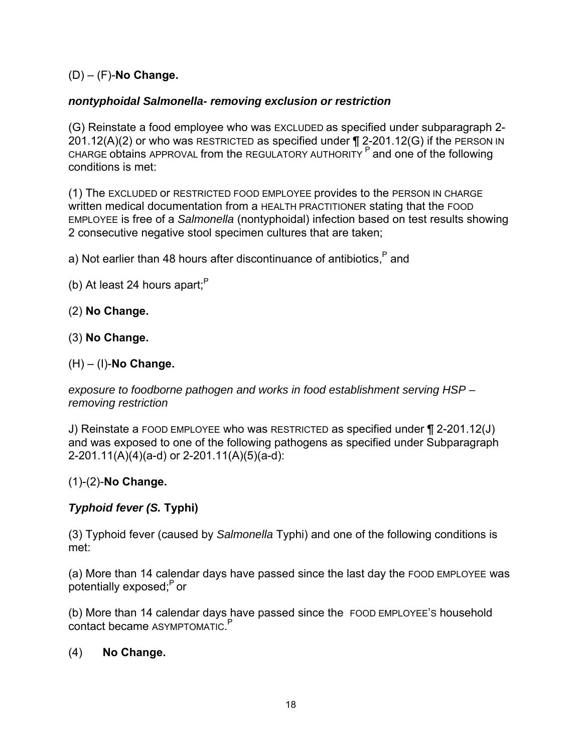(D) – (F)-**No Change.**

***nontyphoidal Salmonella- removing exclusion or restriction***

(G) Reinstate a food employee who was EXCLUDED as specified under subparagraph 2-201.12(A)(2) or who was RESTRICTED as specified under ¶ 2-201.12(G) if the PERSON IN CHARGE obtains APPROVAL from the REGULATORY AUTHORITY [P] and one of the following conditions is met:

(1) The EXCLUDED or RESTRICTED FOOD EMPLOYEE provides to the PERSON IN CHARGE written medical documentation from a HEALTH PRACTITIONER stating that the FOOD EMPLOYEE is free of a *Salmonella* (nontyphoidal) infection based on test results showing 2 consecutive negative stool specimen cultures that are taken;

a) Not earlier than 48 hours after discontinuance of antibiotics,[P] and

(b) At least 24 hours apart;[P]

(2) **No Change.**

(3) **No Change.**

(H) – (I)-**No Change.**

*exposure to foodborne pathogen and works in food establishment serving HSP – removing restriction*

J) Reinstate a FOOD EMPLOYEE who was RESTRICTED as specified under ¶ 2-201.12(J) and was exposed to one of the following pathogens as specified under Subparagraph 2-201.11(A)(4)(a-d) or 2-201.11(A)(5)(a-d):

(1)-(2)-**No Change.**

***Typhoid fever (S.* Typhi)**

(3) Typhoid fever (caused by *Salmonella* Typhi) and one of the following conditions is met:

(a) More than 14 calendar days have passed since the last day the FOOD EMPLOYEE was potentially exposed;[P] or

(b) More than 14 calendar days have passed since the FOOD EMPLOYEE'S household contact became ASYMPTOMATIC.[P]

(4) **No Change.**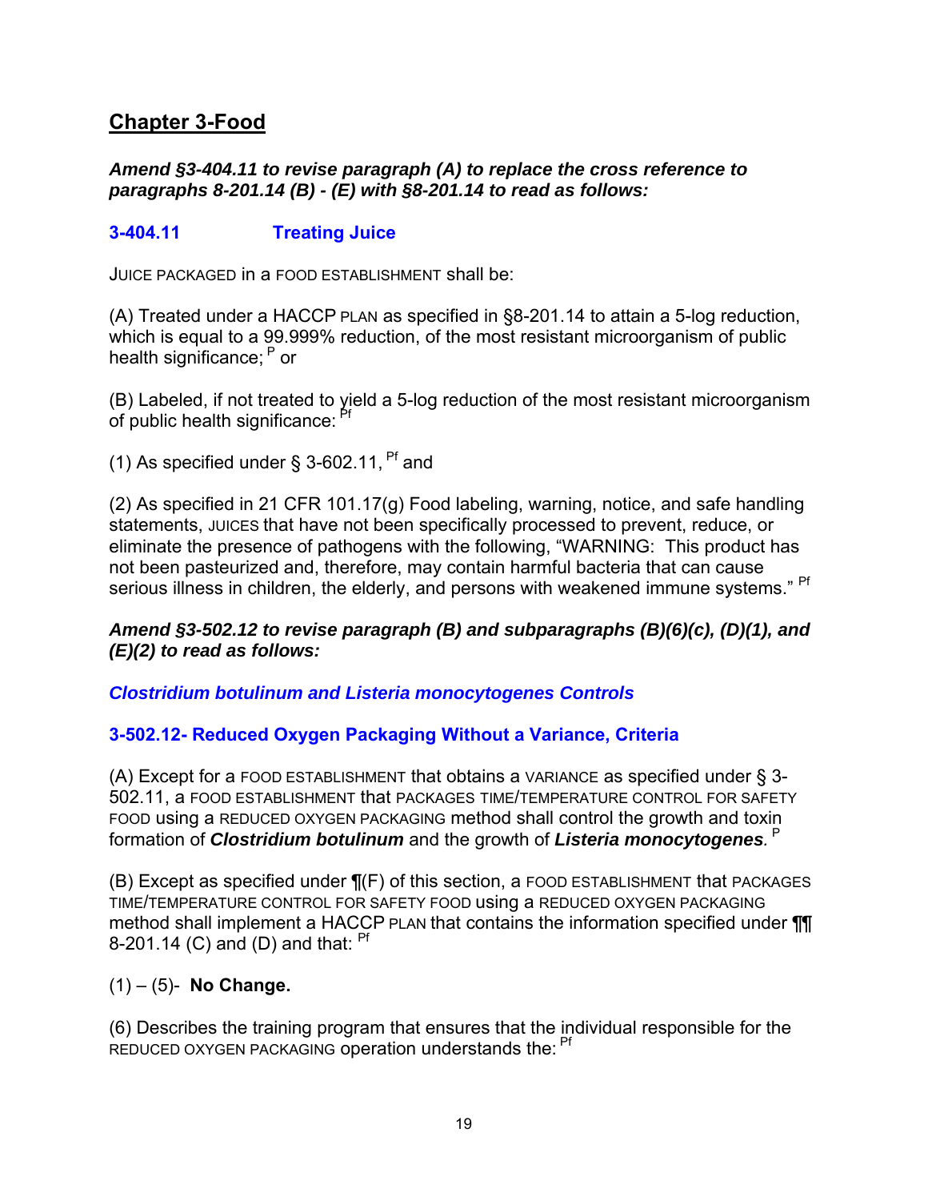## Chapter 3-Food

***Amend §3-404.11 to revise paragraph (A) to replace the cross reference to paragraphs 8-201.14 (B) - (E) with §8-201.14 to read as follows:***

### 3-404.11 Treating Juice

JUICE PACKAGED in a FOOD ESTABLISHMENT shall be:

(A) Treated under a HACCP PLAN as specified in §8-201.14 to attain a 5-log reduction, which is equal to a 99.999% reduction, of the most resistant microorganism of public health significance; [P] or

(B) Labeled, if not treated to yield a 5-log reduction of the most resistant microorganism of public health significance: [Pf]

(1) As specified under § 3-602.11, [Pf] and

(2) As specified in 21 CFR 101.17(g) Food labeling, warning, notice, and safe handling statements, JUICES that have not been specifically processed to prevent, reduce, or eliminate the presence of pathogens with the following, "WARNING: This product has not been pasteurized and, therefore, may contain harmful bacteria that can cause serious illness in children, the elderly, and persons with weakened immune systems." [Pf]

***Amend §3-502.12 to revise paragraph (B) and subparagraphs (B)(6)(c), (D)(1), and (E)(2) to read as follows:***

### *Clostridium botulinum and Listeria monocytogenes Controls*

### 3-502.12- Reduced Oxygen Packaging Without a Variance, Criteria

(A) Except for a FOOD ESTABLISHMENT that obtains a VARIANCE as specified under § 3-502.11, a FOOD ESTABLISHMENT that PACKAGES TIME/TEMPERATURE CONTROL FOR SAFETY FOOD using a REDUCED OXYGEN PACKAGING method shall control the growth and toxin formation of ***Clostridium botulinum*** and the growth of ***Listeria monocytogenes***. [P]

(B) Except as specified under ¶(F) of this section, a FOOD ESTABLISHMENT that PACKAGES TIME/TEMPERATURE CONTROL FOR SAFETY FOOD using a REDUCED OXYGEN PACKAGING method shall implement a HACCP PLAN that contains the information specified under ¶¶ 8-201.14 (C) and (D) and that: [Pf]

(1) – (5)- **No Change.**

(6) Describes the training program that ensures that the individual responsible for the REDUCED OXYGEN PACKAGING operation understands the: [Pf]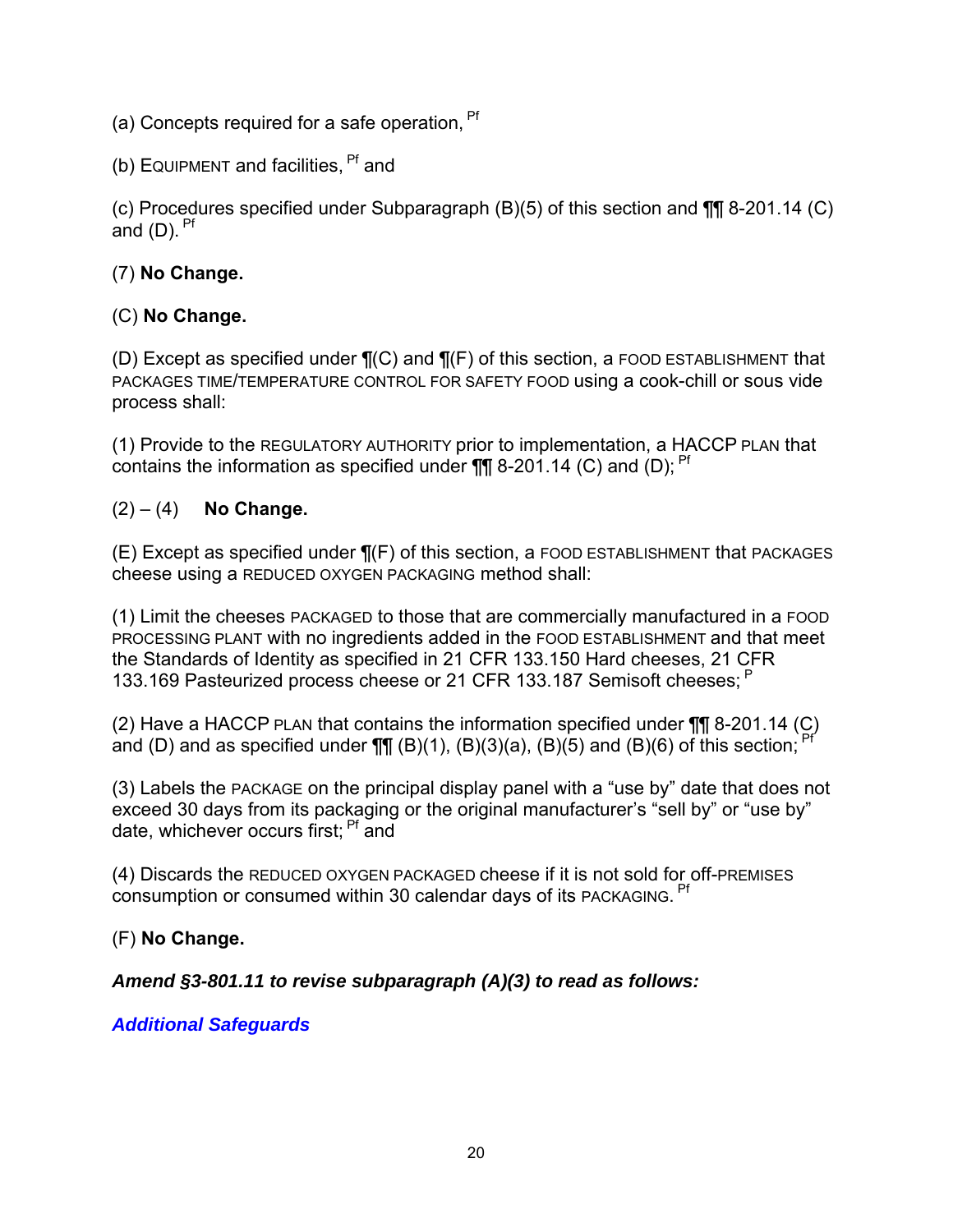(a) Concepts required for a safe operation, [Pf]

(b) EQUIPMENT and facilities, [Pf] and

(c) Procedures specified under Subparagraph (B)(5) of this section and ¶¶ 8-201.14 (C) and (D). [Pf]

(7) **No Change.**

(C) **No Change.**

(D) Except as specified under ¶(C) and ¶(F) of this section, a FOOD ESTABLISHMENT that PACKAGES TIME/TEMPERATURE CONTROL FOR SAFETY FOOD using a cook-chill or sous vide process shall:

(1) Provide to the REGULATORY AUTHORITY prior to implementation, a HACCP PLAN that contains the information as specified under ¶¶ 8-201.14 (C) and (D); [Pf]

(2) – (4) **No Change.**

(E) Except as specified under ¶(F) of this section, a FOOD ESTABLISHMENT that PACKAGES cheese using a REDUCED OXYGEN PACKAGING method shall:

(1) Limit the cheeses PACKAGED to those that are commercially manufactured in a FOOD PROCESSING PLANT with no ingredients added in the FOOD ESTABLISHMENT and that meet the Standards of Identity as specified in 21 CFR 133.150 Hard cheeses, 21 CFR 133.169 Pasteurized process cheese or 21 CFR 133.187 Semisoft cheeses; [P]

(2) Have a HACCP PLAN that contains the information specified under ¶¶ 8-201.14 (C) and (D) and as specified under ¶¶ (B)(1), (B)(3)(a), (B)(5) and (B)(6) of this section; [Pf]

(3) Labels the PACKAGE on the principal display panel with a “use by” date that does not exceed 30 days from its packaging or the original manufacturer’s “sell by” or “use by” date, whichever occurs first; [Pf] and

(4) Discards the REDUCED OXYGEN PACKAGED cheese if it is not sold for off-PREMISES consumption or consumed within 30 calendar days of its PACKAGING. [Pf]

(F) **No Change.**

***Amend §3-801.11 to revise subparagraph (A)(3) to read as follows:***

***Additional Safeguards***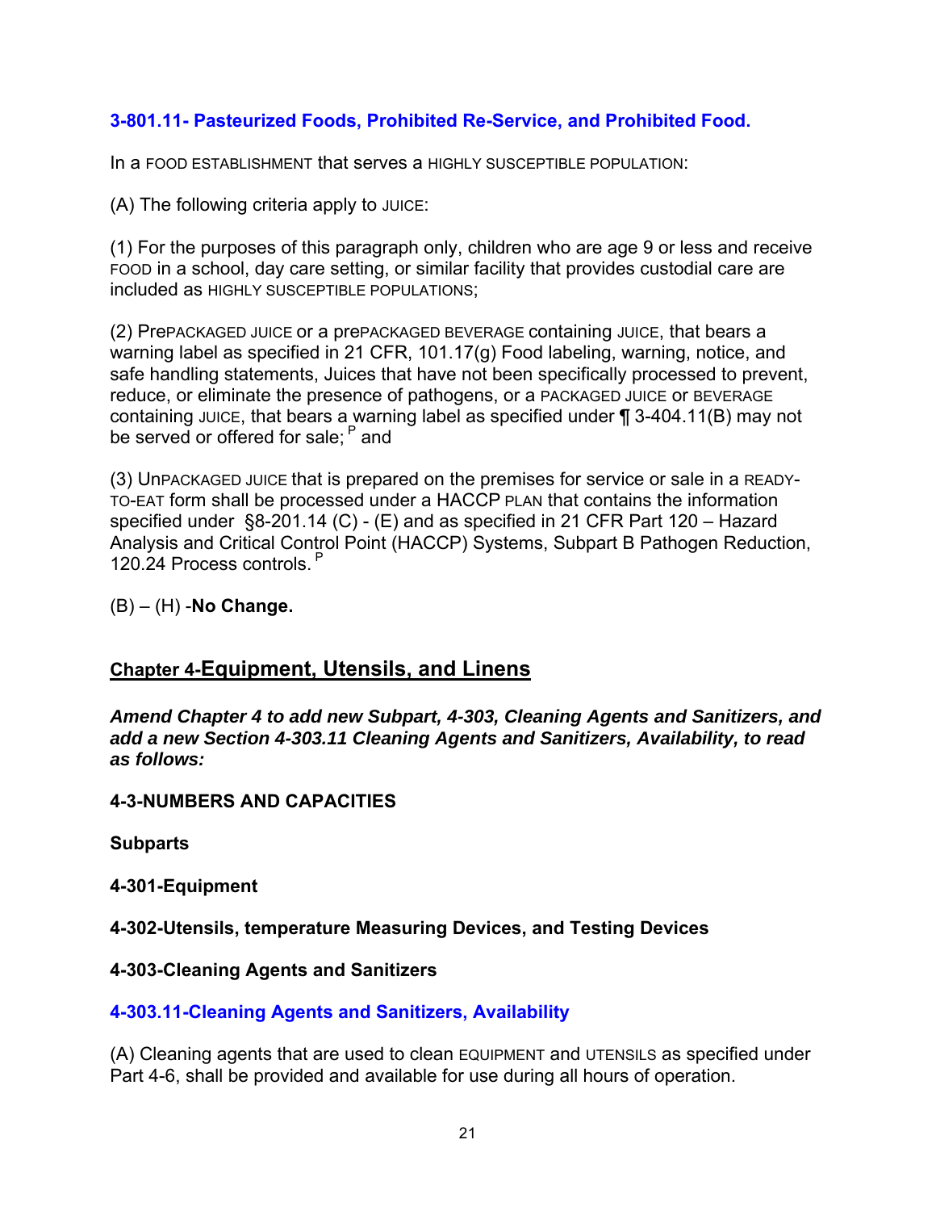### 3-801.11- Pasteurized Foods, Prohibited Re-Service, and Prohibited Food.

In a FOOD ESTABLISHMENT that serves a HIGHLY SUSCEPTIBLE POPULATION:

(A) The following criteria apply to JUICE:

(1) For the purposes of this paragraph only, children who are age 9 or less and receive FOOD in a school, day care setting, or similar facility that provides custodial care are included as HIGHLY SUSCEPTIBLE POPULATIONS;

(2) PrePACKAGED JUICE or a prePACKAGED BEVERAGE containing JUICE, that bears a warning label as specified in 21 CFR, 101.17(g) Food labeling, warning, notice, and safe handling statements, Juices that have not been specifically processed to prevent, reduce, or eliminate the presence of pathogens, or a PACKAGED JUICE or BEVERAGE containing JUICE, that bears a warning label as specified under ¶ 3-404.11(B) may not be served or offered for sale; [P] and

(3) UnPACKAGED JUICE that is prepared on the premises for service or sale in a READY-TO-EAT form shall be processed under a HACCP PLAN that contains the information specified under §8-201.14 (C) - (E) and as specified in 21 CFR Part 120 – Hazard Analysis and Critical Control Point (HACCP) Systems, Subpart B Pathogen Reduction, 120.24 Process controls. [P]

(B) – (H) -**No Change.**

## Chapter 4-Equipment, Utensils, and Linens

***Amend Chapter 4 to add new Subpart, 4-303, Cleaning Agents and Sanitizers, and add a new Section 4-303.11 Cleaning Agents and Sanitizers, Availability, to read as follows:***

**4-3-NUMBERS AND CAPACITIES**

**Subparts**

**4-301-Equipment**

**4-302-Utensils, temperature Measuring Devices, and Testing Devices**

**4-303-Cleaning Agents and Sanitizers**

### 4-303.11-Cleaning Agents and Sanitizers, Availability

(A) Cleaning agents that are used to clean EQUIPMENT and UTENSILS as specified under Part 4-6, shall be provided and available for use during all hours of operation.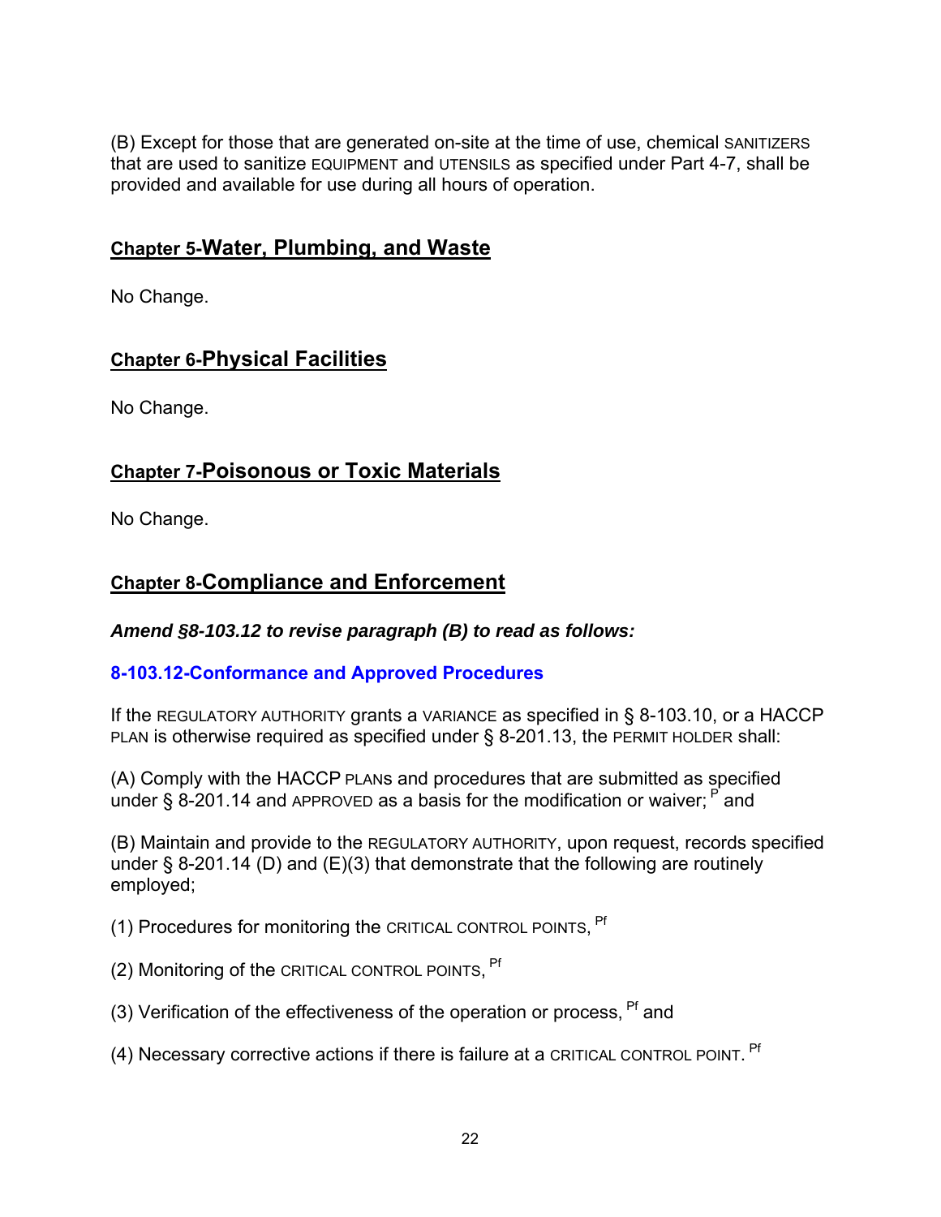(B) Except for those that are generated on-site at the time of use, chemical SANITIZERS that are used to sanitize EQUIPMENT and UTENSILS as specified under Part 4-7, shall be provided and available for use during all hours of operation.

## Chapter 5-Water, Plumbing, and Waste

No Change.

## Chapter 6-Physical Facilities

No Change.

## Chapter 7-Poisonous or Toxic Materials

No Change.

## Chapter 8-Compliance and Enforcement

***Amend §8-103.12 to revise paragraph (B) to read as follows:***

### 8-103.12-Conformance and Approved Procedures

If the REGULATORY AUTHORITY grants a VARIANCE as specified in § 8-103.10, or a HACCP PLAN is otherwise required as specified under § 8-201.13, the PERMIT HOLDER shall:

(A) Comply with the HACCP PLANs and procedures that are submitted as specified under § 8-201.14 and APPROVED as a basis for the modification or waiver; [P] and

(B) Maintain and provide to the REGULATORY AUTHORITY, upon request, records specified under § 8-201.14 (D) and (E)(3) that demonstrate that the following are routinely employed;

(1) Procedures for monitoring the CRITICAL CONTROL POINTS, [Pf]

(2) Monitoring of the CRITICAL CONTROL POINTS, [Pf]

(3) Verification of the effectiveness of the operation or process, [Pf] and

(4) Necessary corrective actions if there is failure at a CRITICAL CONTROL POINT. [Pf]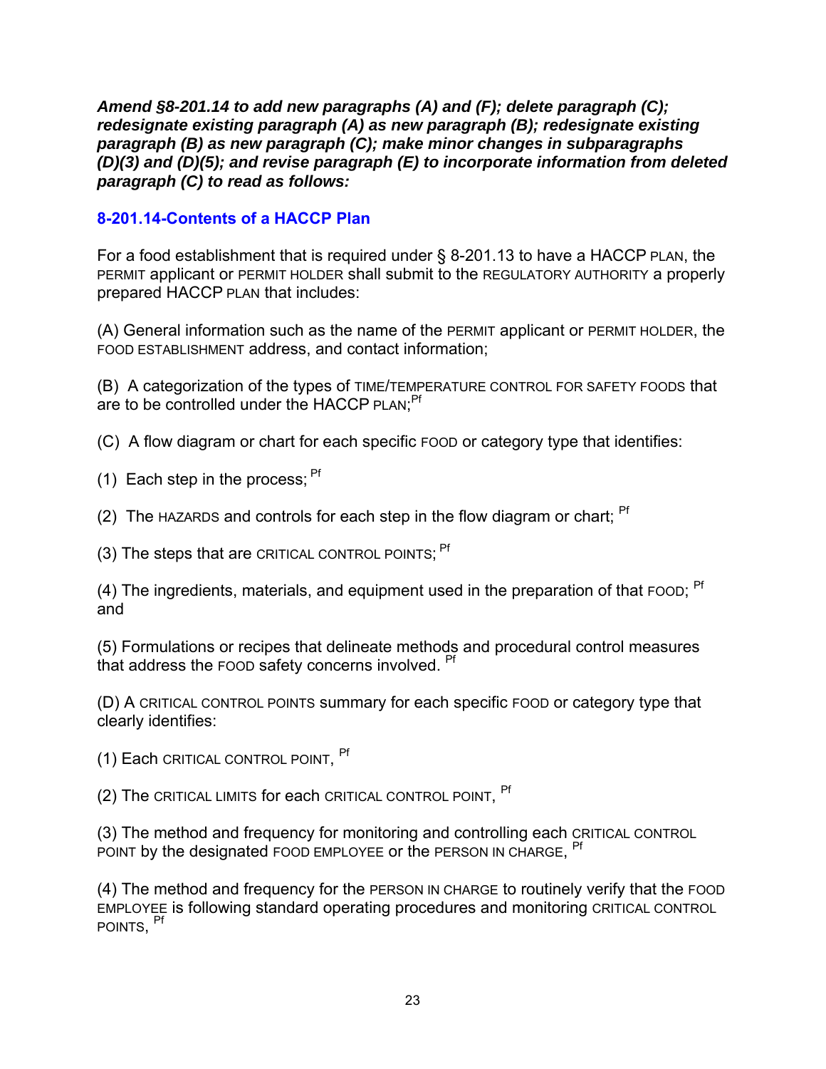***Amend §8-201.14 to add new paragraphs (A) and (F); delete paragraph (C); redesignate existing paragraph (A) as new paragraph (B); redesignate existing paragraph (B) as new paragraph (C); make minor changes in subparagraphs (D)(3) and (D)(5); and revise paragraph (E) to incorporate information from deleted paragraph (C) to read as follows:***

### 8-201.14-Contents of a HACCP Plan

For a food establishment that is required under § 8-201.13 to have a HACCP PLAN, the PERMIT applicant or PERMIT HOLDER shall submit to the REGULATORY AUTHORITY a properly prepared HACCP PLAN that includes:

(A) General information such as the name of the PERMIT applicant or PERMIT HOLDER, the FOOD ESTABLISHMENT address, and contact information;

(B) A categorization of the types of TIME/TEMPERATURE CONTROL FOR SAFETY FOODS that are to be controlled under the HACCP PLAN;[Pf]

(C) A flow diagram or chart for each specific FOOD or category type that identifies:

(1) Each step in the process; [Pf]

(2) The HAZARDS and controls for each step in the flow diagram or chart; [Pf]

(3) The steps that are CRITICAL CONTROL POINTS; [Pf]

(4) The ingredients, materials, and equipment used in the preparation of that FOOD; [Pf] and

(5) Formulations or recipes that delineate methods and procedural control measures that address the FOOD safety concerns involved. [Pf]

(D) A CRITICAL CONTROL POINTS summary for each specific FOOD or category type that clearly identifies:

(1) Each CRITICAL CONTROL POINT, [Pf]

(2) The CRITICAL LIMITS for each CRITICAL CONTROL POINT, [Pf]

(3) The method and frequency for monitoring and controlling each CRITICAL CONTROL POINT by the designated FOOD EMPLOYEE or the PERSON IN CHARGE, [Pf]

(4) The method and frequency for the PERSON IN CHARGE to routinely verify that the FOOD EMPLOYEE is following standard operating procedures and monitoring CRITICAL CONTROL POINTS, [Pf]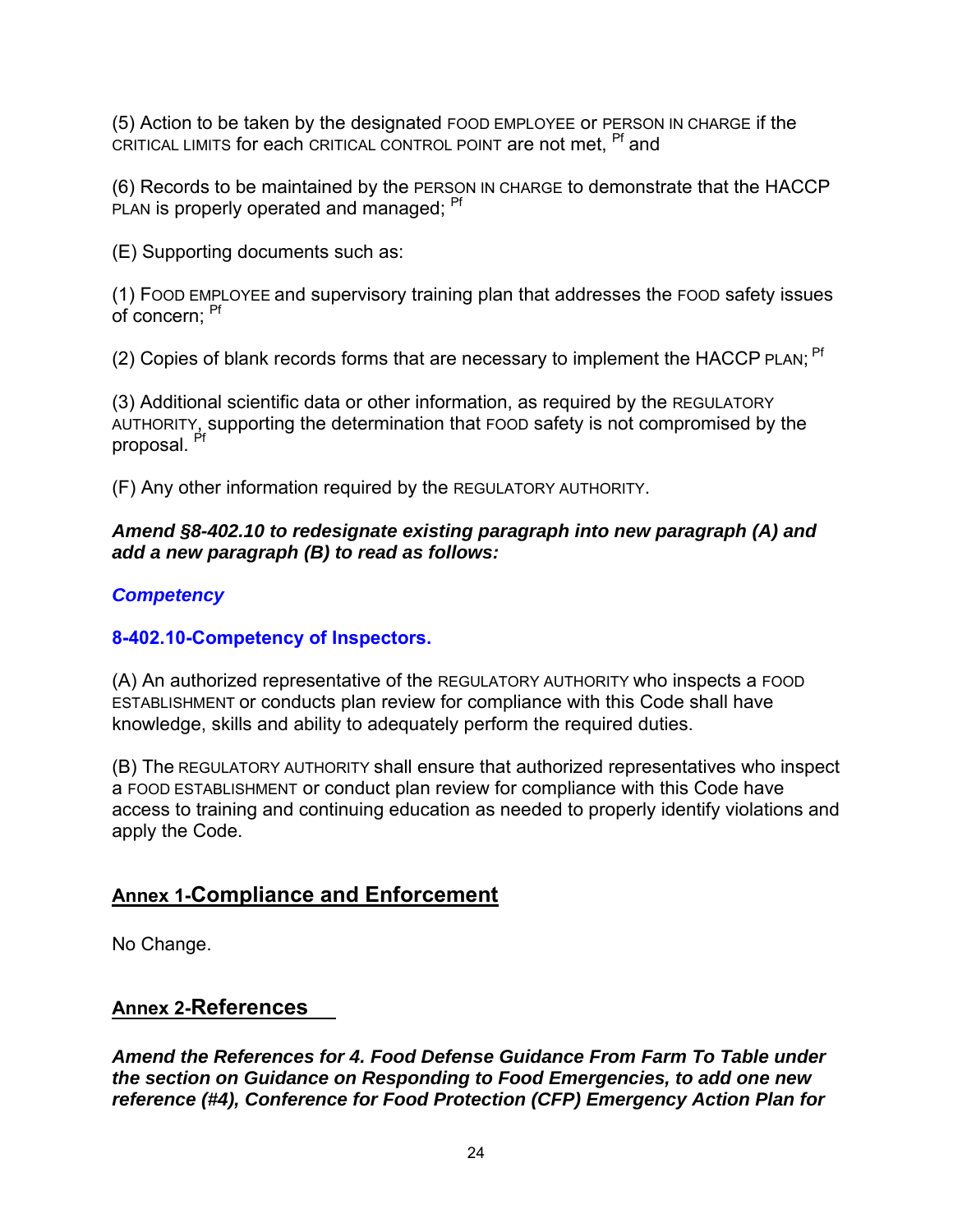(5) Action to be taken by the designated FOOD EMPLOYEE or PERSON IN CHARGE if the CRITICAL LIMITS for each CRITICAL CONTROL POINT are not met, [Pf] and

(6) Records to be maintained by the PERSON IN CHARGE to demonstrate that the HACCP PLAN is properly operated and managed; [Pf]

(E) Supporting documents such as:

(1) FOOD EMPLOYEE and supervisory training plan that addresses the FOOD safety issues of concern; [Pf]

(2) Copies of blank records forms that are necessary to implement the HACCP PLAN; [Pf]

(3) Additional scientific data or other information, as required by the REGULATORY AUTHORITY, supporting the determination that FOOD safety is not compromised by the proposal. [Pf]

(F) Any other information required by the REGULATORY AUTHORITY.

***Amend §8-402.10 to redesignate existing paragraph into new paragraph (A) and add a new paragraph (B) to read as follows:***

***Competency***

**8-402.10-Competency of Inspectors.**

(A) An authorized representative of the REGULATORY AUTHORITY who inspects a FOOD ESTABLISHMENT or conducts plan review for compliance with this Code shall have knowledge, skills and ability to adequately perform the required duties.

(B) The REGULATORY AUTHORITY shall ensure that authorized representatives who inspect a FOOD ESTABLISHMENT or conduct plan review for compliance with this Code have access to training and continuing education as needed to properly identify violations and apply the Code.

## Annex 1-Compliance and Enforcement

No Change.

## Annex 2-References

***Amend the References for 4. Food Defense Guidance From Farm To Table under the section on Guidance on Responding to Food Emergencies, to add one new reference (#4), Conference for Food Protection (CFP) Emergency Action Plan for***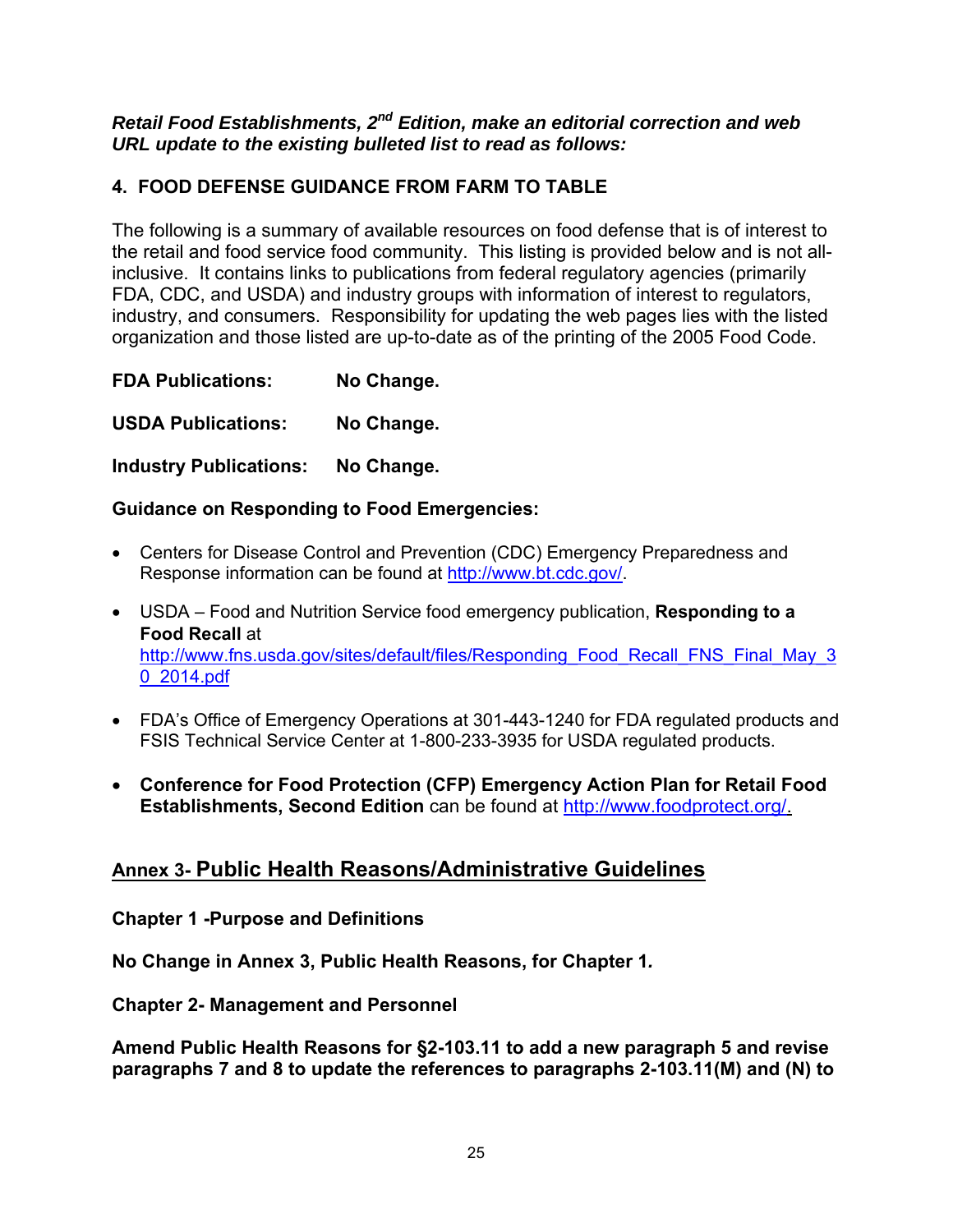***Retail Food Establishments, 2nd Edition, make an editorial correction and web URL update to the existing bulleted list to read as follows:***

**4. FOOD DEFENSE GUIDANCE FROM FARM TO TABLE**

The following is a summary of available resources on food defense that is of interest to the retail and food service food community. This listing is provided below and is not all-inclusive. It contains links to publications from federal regulatory agencies (primarily FDA, CDC, and USDA) and industry groups with information of interest to regulators, industry, and consumers. Responsibility for updating the web pages lies with the listed organization and those listed are up-to-date as of the printing of the 2005 Food Code.

**FDA Publications: No Change.**

**USDA Publications: No Change.**

**Industry Publications: No Change.**

**Guidance on Responding to Food Emergencies:**

- Centers for Disease Control and Prevention (CDC) Emergency Preparedness and Response information can be found at http://www.bt.cdc.gov/.
- USDA – Food and Nutrition Service food emergency publication, **Responding to a Food Recall** at http://www.fns.usda.gov/sites/default/files/Responding_Food_Recall_FNS_Final_May_30_2014.pdf
- FDA's Office of Emergency Operations at 301-443-1240 for FDA regulated products and FSIS Technical Service Center at 1-800-233-3935 for USDA regulated products.
- **Conference for Food Protection (CFP) Emergency Action Plan for Retail Food Establishments, Second Edition** can be found at http://www.foodprotect.org/.

## Annex 3- Public Health Reasons/Administrative Guidelines

**Chapter 1 -Purpose and Definitions**

**No Change in Annex 3, Public Health Reasons, for Chapter 1.**

**Chapter 2- Management and Personnel**

**Amend Public Health Reasons for §2-103.11 to add a new paragraph 5 and revise paragraphs 7 and 8 to update the references to paragraphs 2-103.11(M) and (N) to**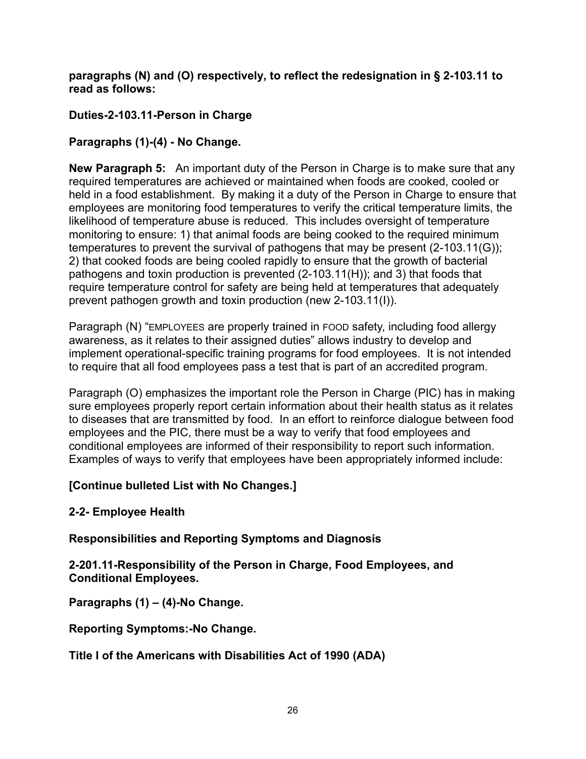**paragraphs (N) and (O) respectively, to reflect the redesignation in § 2-103.11 to read as follows:**

**Duties-2-103.11-Person in Charge**

**Paragraphs (1)-(4) - No Change.**

**New Paragraph 5:** An important duty of the Person in Charge is to make sure that any required temperatures are achieved or maintained when foods are cooked, cooled or held in a food establishment. By making it a duty of the Person in Charge to ensure that employees are monitoring food temperatures to verify the critical temperature limits, the likelihood of temperature abuse is reduced. This includes oversight of temperature monitoring to ensure: 1) that animal foods are being cooked to the required minimum temperatures to prevent the survival of pathogens that may be present (2-103.11(G)); 2) that cooked foods are being cooled rapidly to ensure that the growth of bacterial pathogens and toxin production is prevented (2-103.11(H)); and 3) that foods that require temperature control for safety are being held at temperatures that adequately prevent pathogen growth and toxin production (new 2-103.11(I)).

Paragraph (N) "EMPLOYEES are properly trained in FOOD safety, including food allergy awareness, as it relates to their assigned duties" allows industry to develop and implement operational-specific training programs for food employees. It is not intended to require that all food employees pass a test that is part of an accredited program.

Paragraph (O) emphasizes the important role the Person in Charge (PIC) has in making sure employees properly report certain information about their health status as it relates to diseases that are transmitted by food. In an effort to reinforce dialogue between food employees and the PIC, there must be a way to verify that food employees and conditional employees are informed of their responsibility to report such information. Examples of ways to verify that employees have been appropriately informed include:

**[Continue bulleted List with No Changes.]**

**2-2- Employee Health**

**Responsibilities and Reporting Symptoms and Diagnosis**

**2-201.11-Responsibility of the Person in Charge, Food Employees, and Conditional Employees.**

**Paragraphs (1) – (4)-No Change.**

**Reporting Symptoms:-No Change.**

**Title I of the Americans with Disabilities Act of 1990 (ADA)**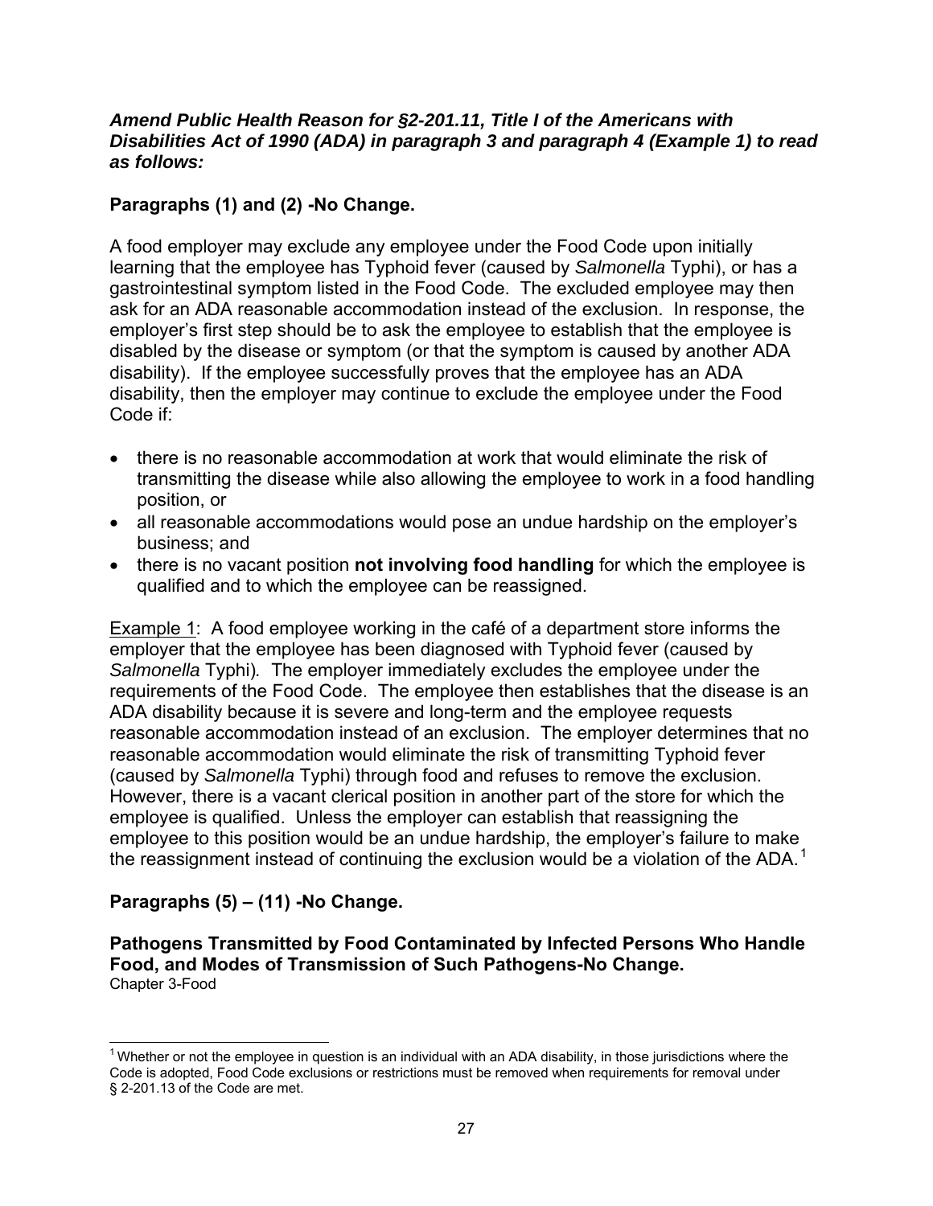***Amend Public Health Reason for §2-201.11, Title I of the Americans with Disabilities Act of 1990 (ADA) in paragraph 3 and paragraph 4 (Example 1) to read as follows:***

**Paragraphs (1) and (2) -No Change.**

A food employer may exclude any employee under the Food Code upon initially learning that the employee has Typhoid fever (caused by *Salmonella* Typhi), or has a gastrointestinal symptom listed in the Food Code. The excluded employee may then ask for an ADA reasonable accommodation instead of the exclusion. In response, the employer's first step should be to ask the employee to establish that the employee is disabled by the disease or symptom (or that the symptom is caused by another ADA disability). If the employee successfully proves that the employee has an ADA disability, then the employer may continue to exclude the employee under the Food Code if:

- there is no reasonable accommodation at work that would eliminate the risk of transmitting the disease while also allowing the employee to work in a food handling position, or
- all reasonable accommodations would pose an undue hardship on the employer's business; and
- there is no vacant position **not involving food handling** for which the employee is qualified and to which the employee can be reassigned.

Example 1: A food employee working in the café of a department store informs the employer that the employee has been diagnosed with Typhoid fever (caused by *Salmonella* Typhi)*.* The employer immediately excludes the employee under the requirements of the Food Code. The employee then establishes that the disease is an ADA disability because it is severe and long-term and the employee requests reasonable accommodation instead of an exclusion. The employer determines that no reasonable accommodation would eliminate the risk of transmitting Typhoid fever (caused by *Salmonella* Typhi) through food and refuses to remove the exclusion. However, there is a vacant clerical position in another part of the store for which the employee is qualified. Unless the employer can establish that reassigning the employee to this position would be an undue hardship, the employer's failure to make the reassignment instead of continuing the exclusion would be a violation of the ADA.[1]

**Paragraphs (5) – (11) -No Change.**

**Pathogens Transmitted by Food Contaminated by Infected Persons Who Handle Food, and Modes of Transmission of Such Pathogens-No Change.**
Chapter 3-Food

[1] Whether or not the employee in question is an individual with an ADA disability, in those jurisdictions where the Code is adopted, Food Code exclusions or restrictions must be removed when requirements for removal under § 2-201.13 of the Code are met.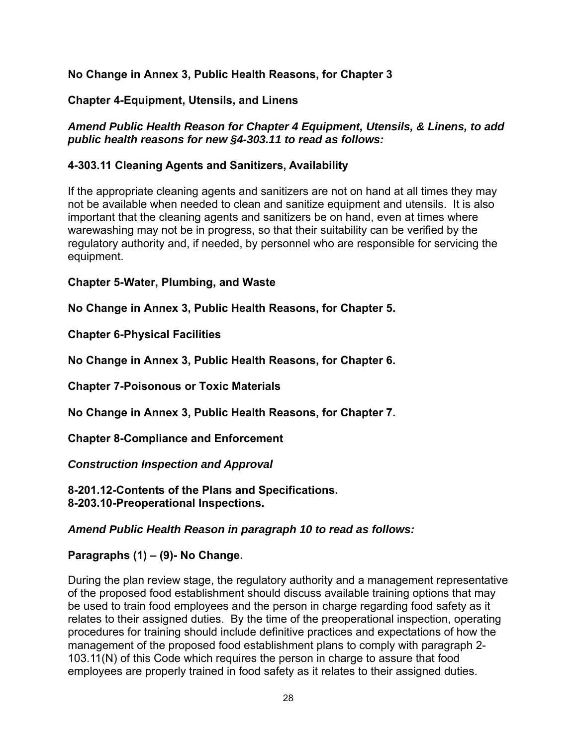**No Change in Annex 3, Public Health Reasons, for Chapter 3**

**Chapter 4-Equipment, Utensils, and Linens**

***Amend Public Health Reason for Chapter 4 Equipment, Utensils, & Linens, to add public health reasons for new §4-303.11 to read as follows:***

**4-303.11 Cleaning Agents and Sanitizers, Availability**

If the appropriate cleaning agents and sanitizers are not on hand at all times they may not be available when needed to clean and sanitize equipment and utensils. It is also important that the cleaning agents and sanitizers be on hand, even at times where warewashing may not be in progress, so that their suitability can be verified by the regulatory authority and, if needed, by personnel who are responsible for servicing the equipment.

**Chapter 5-Water, Plumbing, and Waste**

**No Change in Annex 3, Public Health Reasons, for Chapter 5.**

**Chapter 6-Physical Facilities**

**No Change in Annex 3, Public Health Reasons, for Chapter 6.**

**Chapter 7-Poisonous or Toxic Materials**

**No Change in Annex 3, Public Health Reasons, for Chapter 7.**

**Chapter 8-Compliance and Enforcement**

***Construction Inspection and Approval***

**8-201.12-Contents of the Plans and Specifications.**
**8-203.10-Preoperational Inspections.**

***Amend Public Health Reason in paragraph 10 to read as follows:***

**Paragraphs (1) – (9)- No Change.**

During the plan review stage, the regulatory authority and a management representative of the proposed food establishment should discuss available training options that may be used to train food employees and the person in charge regarding food safety as it relates to their assigned duties. By the time of the preoperational inspection, operating procedures for training should include definitive practices and expectations of how the management of the proposed food establishment plans to comply with paragraph 2-103.11(N) of this Code which requires the person in charge to assure that food employees are properly trained in food safety as it relates to their assigned duties.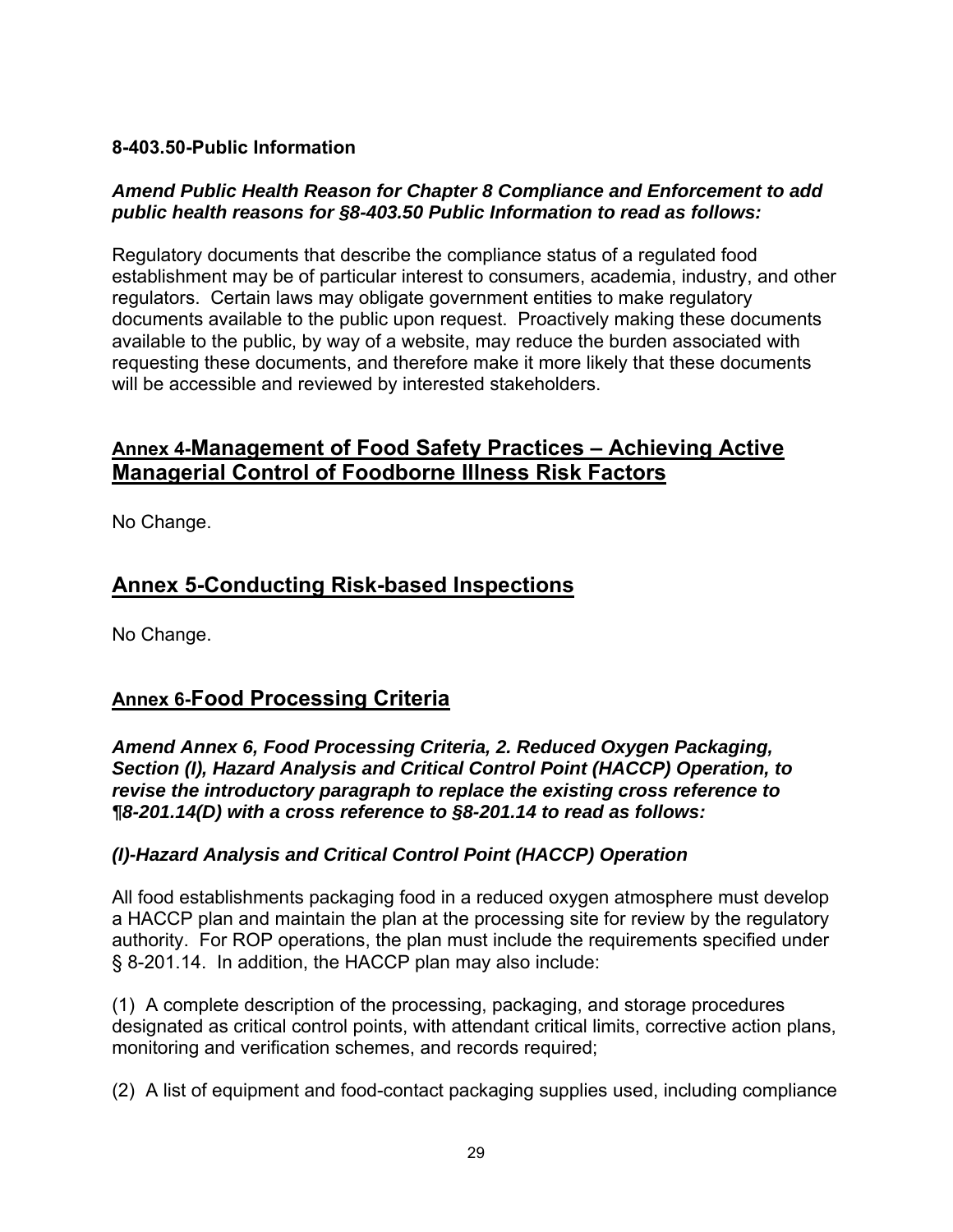**8-403.50-Public Information**

***Amend Public Health Reason for Chapter 8 Compliance and Enforcement to add public health reasons for §8-403.50 Public Information to read as follows:***

Regulatory documents that describe the compliance status of a regulated food establishment may be of particular interest to consumers, academia, industry, and other regulators. Certain laws may obligate government entities to make regulatory documents available to the public upon request. Proactively making these documents available to the public, by way of a website, may reduce the burden associated with requesting these documents, and therefore make it more likely that these documents will be accessible and reviewed by interested stakeholders.

## Annex 4-Management of Food Safety Practices – Achieving Active Managerial Control of Foodborne Illness Risk Factors

No Change.

## Annex 5-Conducting Risk-based Inspections

No Change.

## Annex 6-Food Processing Criteria

***Amend Annex 6, Food Processing Criteria, 2. Reduced Oxygen Packaging, Section (I), Hazard Analysis and Critical Control Point (HACCP) Operation, to revise the introductory paragraph to replace the existing cross reference to ¶8-201.14(D) with a cross reference to §8-201.14 to read as follows:***

***(I)-Hazard Analysis and Critical Control Point (HACCP) Operation***

All food establishments packaging food in a reduced oxygen atmosphere must develop a HACCP plan and maintain the plan at the processing site for review by the regulatory authority. For ROP operations, the plan must include the requirements specified under § 8-201.14. In addition, the HACCP plan may also include:

(1) A complete description of the processing, packaging, and storage procedures designated as critical control points, with attendant critical limits, corrective action plans, monitoring and verification schemes, and records required;

(2) A list of equipment and food-contact packaging supplies used, including compliance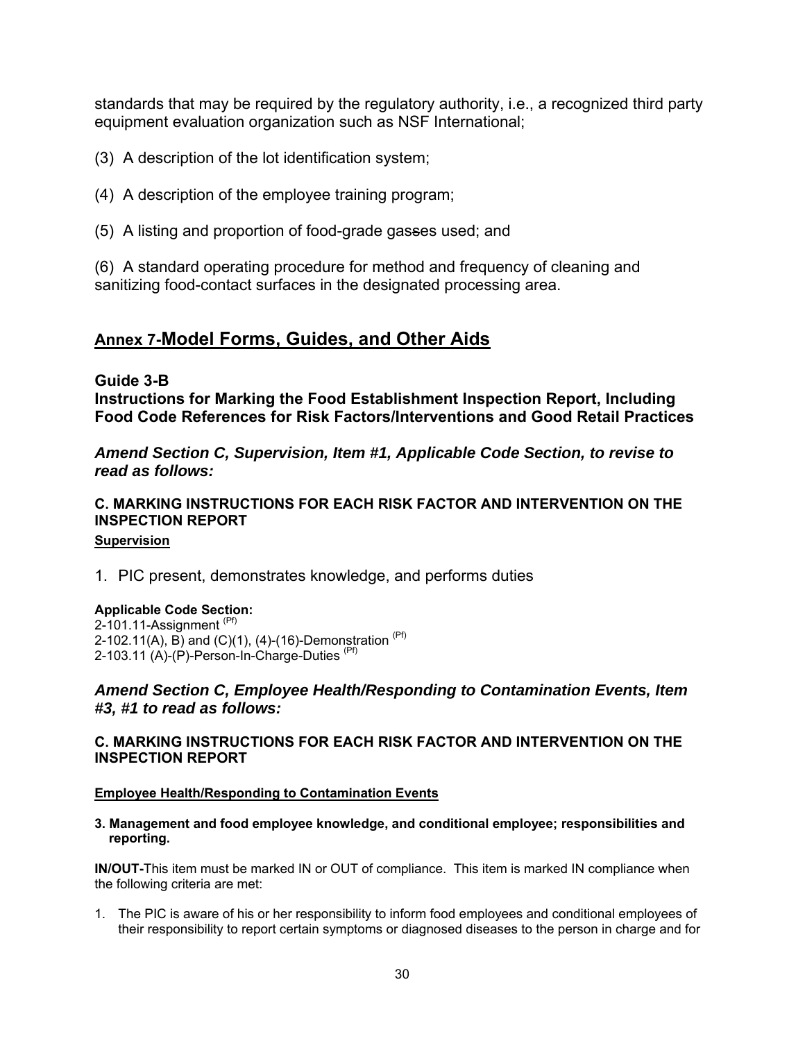standards that may be required by the regulatory authority, i.e., a recognized third party equipment evaluation organization such as NSF International;

(3) A description of the lot identification system;

(4) A description of the employee training program;

(5) A listing and proportion of food-grade gasses used; and

(6) A standard operating procedure for method and frequency of cleaning and sanitizing food-contact surfaces in the designated processing area.

## Annex 7-Model Forms, Guides, and Other Aids

### Guide 3-B

### Instructions for Marking the Food Establishment Inspection Report, Including Food Code References for Risk Factors/Interventions and Good Retail Practices

***Amend Section C, Supervision, Item #1, Applicable Code Section, to revise to read as follows:***

#### C. MARKING INSTRUCTIONS FOR EACH RISK FACTOR AND INTERVENTION ON THE INSPECTION REPORT

**Supervision**

1. PIC present, demonstrates knowledge, and performs duties

**Applicable Code Section:**
2-101.11-Assignment (Pf)
2-102.11(A), B) and (C)(1), (4)-(16)-Demonstration (Pf)
2-103.11 (A)-(P)-Person-In-Charge-Duties (Pf)

***Amend Section C, Employee Health/Responding to Contamination Events, Item #3, #1 to read as follows:***

#### C. MARKING INSTRUCTIONS FOR EACH RISK FACTOR AND INTERVENTION ON THE INSPECTION REPORT

**Employee Health/Responding to Contamination Events**

**3. Management and food employee knowledge, and conditional employee; responsibilities and reporting.**

**IN/OUT-**This item must be marked IN or OUT of compliance. This item is marked IN compliance when the following criteria are met:

1. The PIC is aware of his or her responsibility to inform food employees and conditional employees of their responsibility to report certain symptoms or diagnosed diseases to the person in charge and for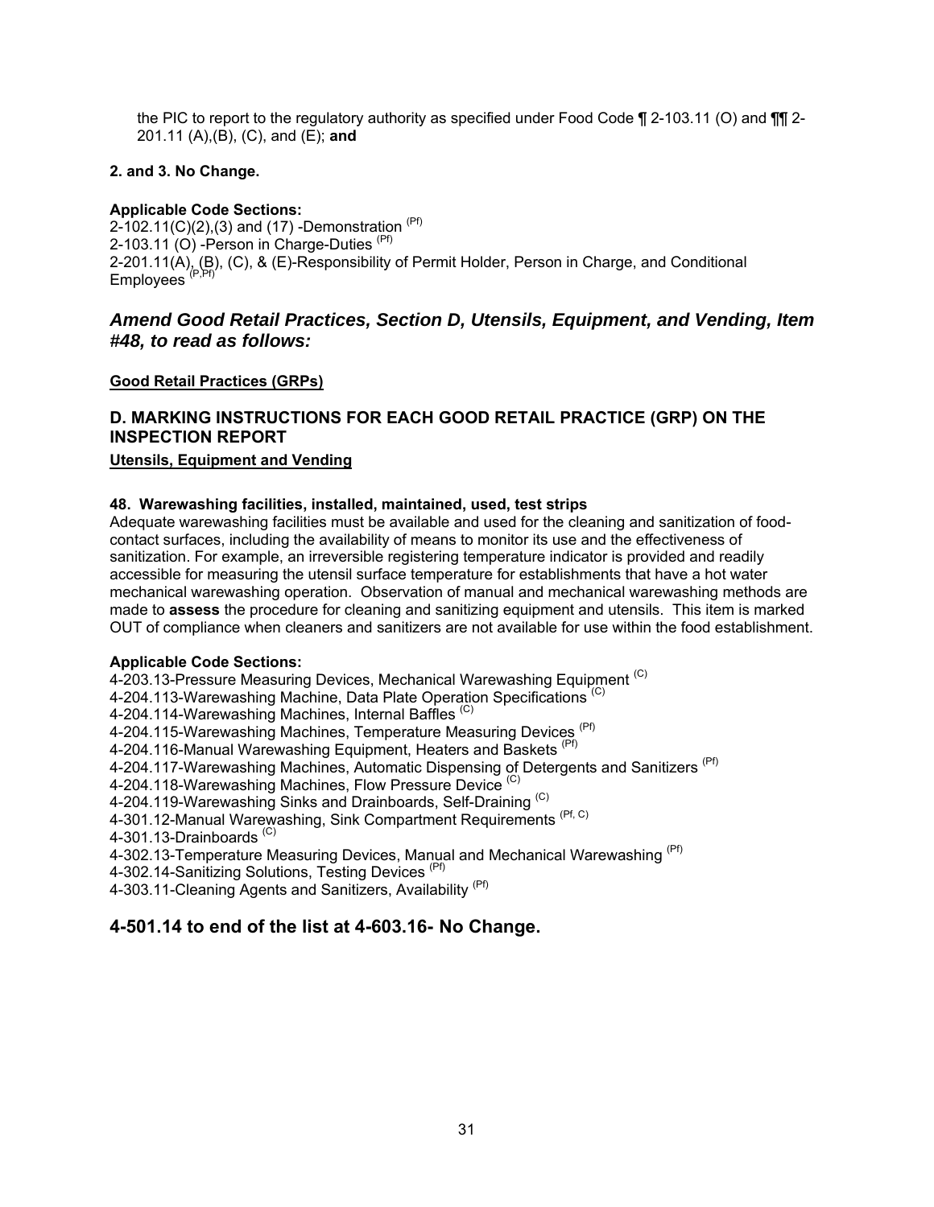the PIC to report to the regulatory authority as specified under Food Code ¶ 2-103.11 (O) and ¶¶ 2-201.11 (A),(B), (C), and (E); **and**

**2. and 3. No Change.**

**Applicable Code Sections:**
2-102.11(C)(2),(3) and (17) -Demonstration (Pf)
2-103.11 (O) -Person in Charge-Duties (Pf)
2-201.11(A), (B), (C), & (E)-Responsibility of Permit Holder, Person in Charge, and Conditional Employees (P,Pf)

## *Amend Good Retail Practices, Section D, Utensils, Equipment, and Vending, Item #48, to read as follows:*

**Good Retail Practices (GRPs)**

### D. MARKING INSTRUCTIONS FOR EACH GOOD RETAIL PRACTICE (GRP) ON THE INSPECTION REPORT

**Utensils, Equipment and Vending**

**48. Warewashing facilities, installed, maintained, used, test strips**
Adequate warewashing facilities must be available and used for the cleaning and sanitization of food-contact surfaces, including the availability of means to monitor its use and the effectiveness of sanitization. For example, an irreversible registering temperature indicator is provided and readily accessible for measuring the utensil surface temperature for establishments that have a hot water mechanical warewashing operation. Observation of manual and mechanical warewashing methods are made to **assess** the procedure for cleaning and sanitizing equipment and utensils. This item is marked OUT of compliance when cleaners and sanitizers are not available for use within the food establishment.

**Applicable Code Sections:**
4-203.13-Pressure Measuring Devices, Mechanical Warewashing Equipment (C)
4-204.113-Warewashing Machine, Data Plate Operation Specifications (C)
4-204.114-Warewashing Machines, Internal Baffles (C)
4-204.115-Warewashing Machines, Temperature Measuring Devices (Pf)
4-204.116-Manual Warewashing Equipment, Heaters and Baskets (Pf)
4-204.117-Warewashing Machines, Automatic Dispensing of Detergents and Sanitizers (Pf)
4-204.118-Warewashing Machines, Flow Pressure Device (C)
4-204.119-Warewashing Sinks and Drainboards, Self-Draining (C)
4-301.12-Manual Warewashing, Sink Compartment Requirements (Pf, C)
4-301.13-Drainboards (C)
4-302.13-Temperature Measuring Devices, Manual and Mechanical Warewashing (Pf)
4-302.14-Sanitizing Solutions, Testing Devices (Pf)
4-303.11-Cleaning Agents and Sanitizers, Availability (Pf)

## 4-501.14 to end of the list at 4-603.16- No Change.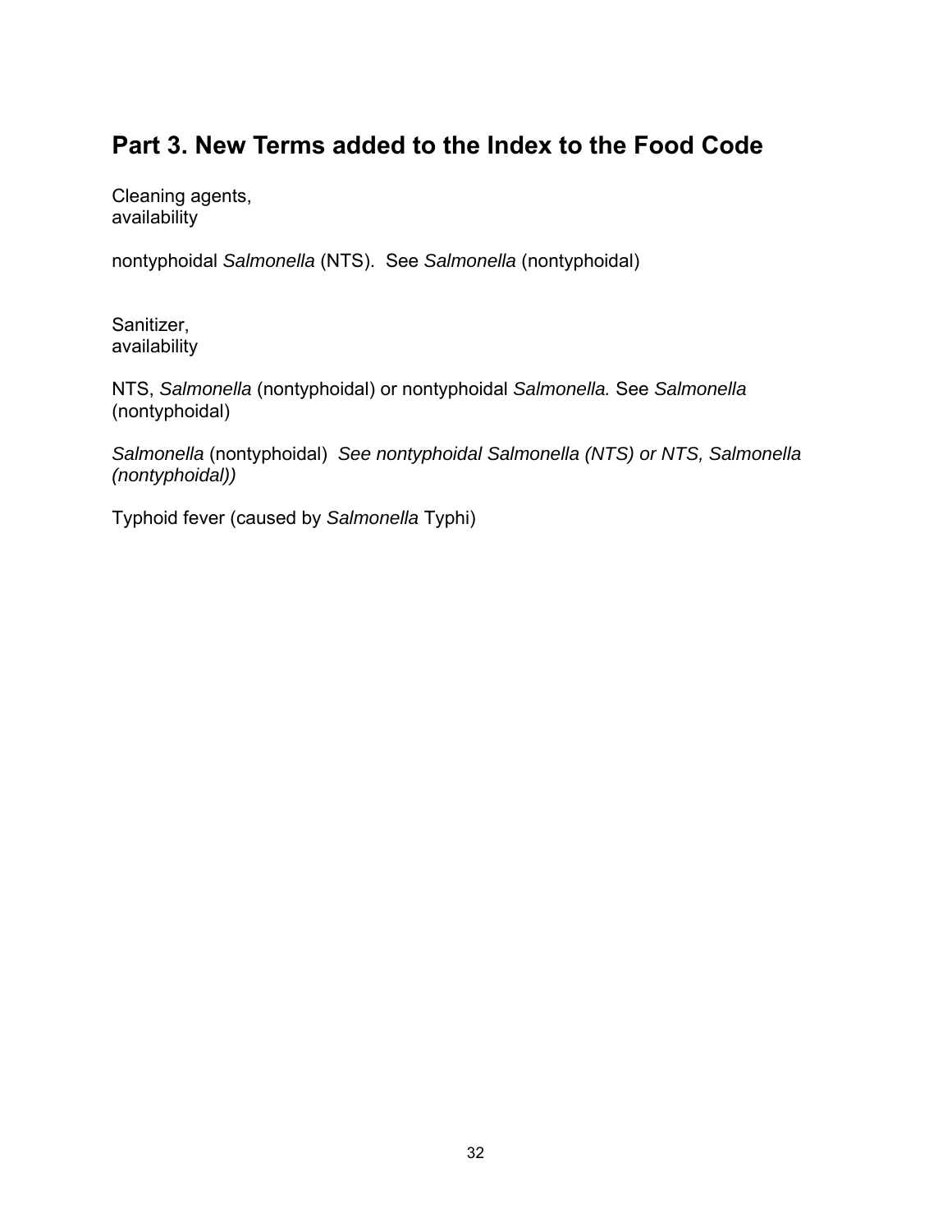## Part 3. New Terms added to the Index to the Food Code

Cleaning agents,
availability

nontyphoidal *Salmonella* (NTS). See *Salmonella* (nontyphoidal)

Sanitizer,
availability

NTS, *Salmonella* (nontyphoidal) or nontyphoidal *Salmonella.* See *Salmonella* (nontyphoidal)

*Salmonella* (nontyphoidal) *See nontyphoidal Salmonella (NTS) or NTS, Salmonella (nontyphoidal))*

Typhoid fever (caused by *Salmonella* Typhi)